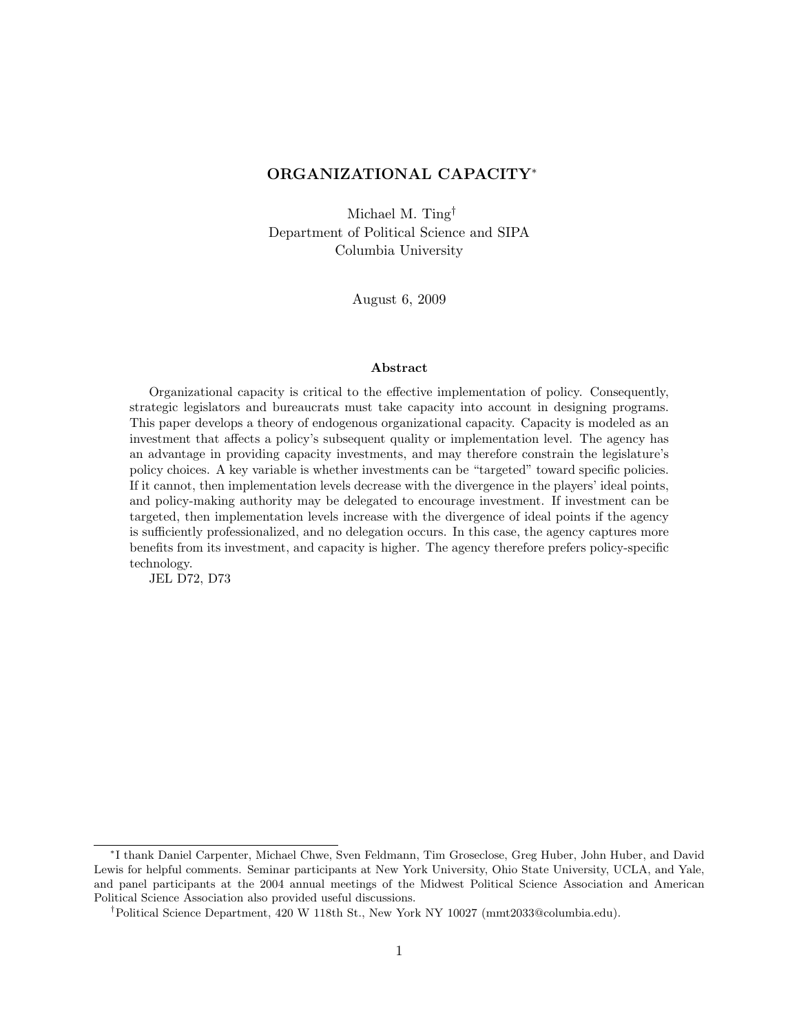# ORGANIZATIONAL CAPACITY*

Michael M. Ting†
Department of Political Science and SIPA
Columbia University

August 6, 2009

## Abstract

Organizational capacity is critical to the effective implementation of policy. Consequently, strategic legislators and bureaucrats must take capacity into account in designing programs. This paper develops a theory of endogenous organizational capacity. Capacity is modeled as an investment that affects a policy's subsequent quality or implementation level. The agency has an advantage in providing capacity investments, and may therefore constrain the legislature's policy choices. A key variable is whether investments can be "targeted" toward specific policies. If it cannot, then implementation levels decrease with the divergence in the players' ideal points, and policy-making authority may be delegated to encourage investment. If investment can be targeted, then implementation levels increase with the divergence of ideal points if the agency is sufficiently professionalized, and no delegation occurs. In this case, the agency captures more benefits from its investment, and capacity is higher. The agency therefore prefers policy-specific technology.

JEL D72, D73

---

*I thank Daniel Carpenter, Michael Chwe, Sven Feldmann, Tim Groseclose, Greg Huber, John Huber, and David Lewis for helpful comments. Seminar participants at New York University, Ohio State University, UCLA, and Yale, and panel participants at the 2004 annual meetings of the Midwest Political Science Association and American Political Science Association also provided useful discussions.

†Political Science Department, 420 W 118th St., New York NY 10027 (mmt2033@columbia.edu).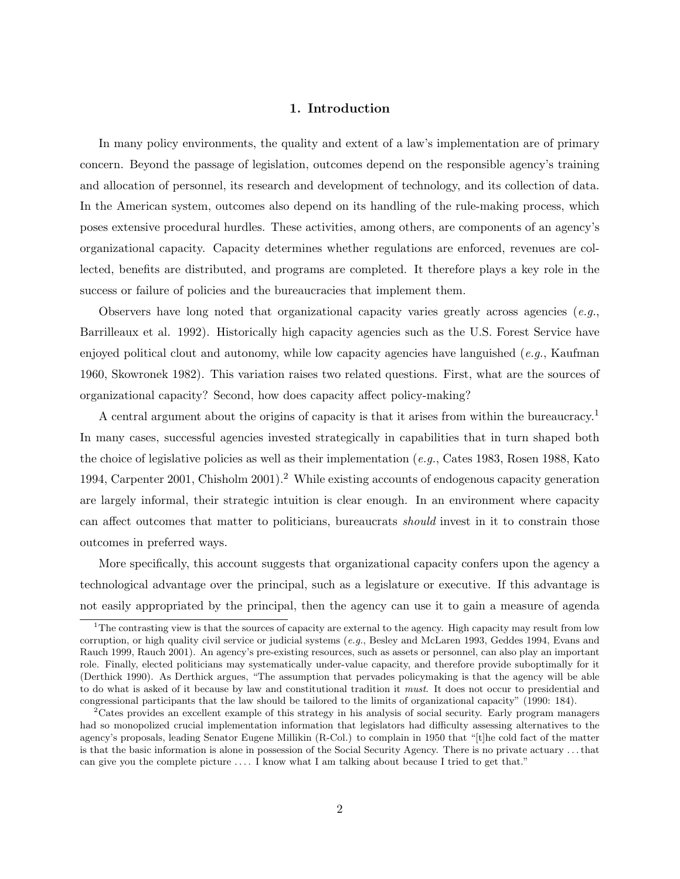## 1. Introduction

In many policy environments, the quality and extent of a law's implementation are of primary concern. Beyond the passage of legislation, outcomes depend on the responsible agency's training and allocation of personnel, its research and development of technology, and its collection of data. In the American system, outcomes also depend on its handling of the rule-making process, which poses extensive procedural hurdles. These activities, among others, are components of an agency's organizational capacity. Capacity determines whether regulations are enforced, revenues are collected, benefits are distributed, and programs are completed. It therefore plays a key role in the success or failure of policies and the bureaucracies that implement them.

Observers have long noted that organizational capacity varies greatly across agencies (*e.g.*, Barrilleaux et al. 1992). Historically high capacity agencies such as the U.S. Forest Service have enjoyed political clout and autonomy, while low capacity agencies have languished (*e.g.*, Kaufman 1960, Skowronek 1982). This variation raises two related questions. First, what are the sources of organizational capacity? Second, how does capacity affect policy-making?

A central argument about the origins of capacity is that it arises from within the bureaucracy.[1] In many cases, successful agencies invested strategically in capabilities that in turn shaped both the choice of legislative policies as well as their implementation (*e.g.*, Cates 1983, Rosen 1988, Kato 1994, Carpenter 2001, Chisholm 2001).[2] While existing accounts of endogenous capacity generation are largely informal, their strategic intuition is clear enough. In an environment where capacity can affect outcomes that matter to politicians, bureaucrats *should* invest in it to constrain those outcomes in preferred ways.

More specifically, this account suggests that organizational capacity confers upon the agency a technological advantage over the principal, such as a legislature or executive. If this advantage is not easily appropriated by the principal, then the agency can use it to gain a measure of agenda

[1] The contrasting view is that the sources of capacity are external to the agency. High capacity may result from low corruption, or high quality civil service or judicial systems (*e.g.*, Besley and McLaren 1993, Geddes 1994, Evans and Rauch 1999, Rauch 2001). An agency's pre-existing resources, such as assets or personnel, can also play an important role. Finally, elected politicians may systematically under-value capacity, and therefore provide suboptimally for it (Derthick 1990). As Derthick argues, "The assumption that pervades policymaking is that the agency will be able to do what is asked of it because by law and constitutional tradition it *must*. It does not occur to presidential and congressional participants that the law should be tailored to the limits of organizational capacity" (1990: 184).

[2] Cates provides an excellent example of this strategy in his analysis of social security. Early program managers had so monopolized crucial implementation information that legislators had difficulty assessing alternatives to the agency's proposals, leading Senator Eugene Millikin (R-Col.) to complain in 1950 that "[t]he cold fact of the matter is that the basic information is alone in possession of the Social Security Agency. There is no private actuary ... that can give you the complete picture .... I know what I am talking about because I tried to get that."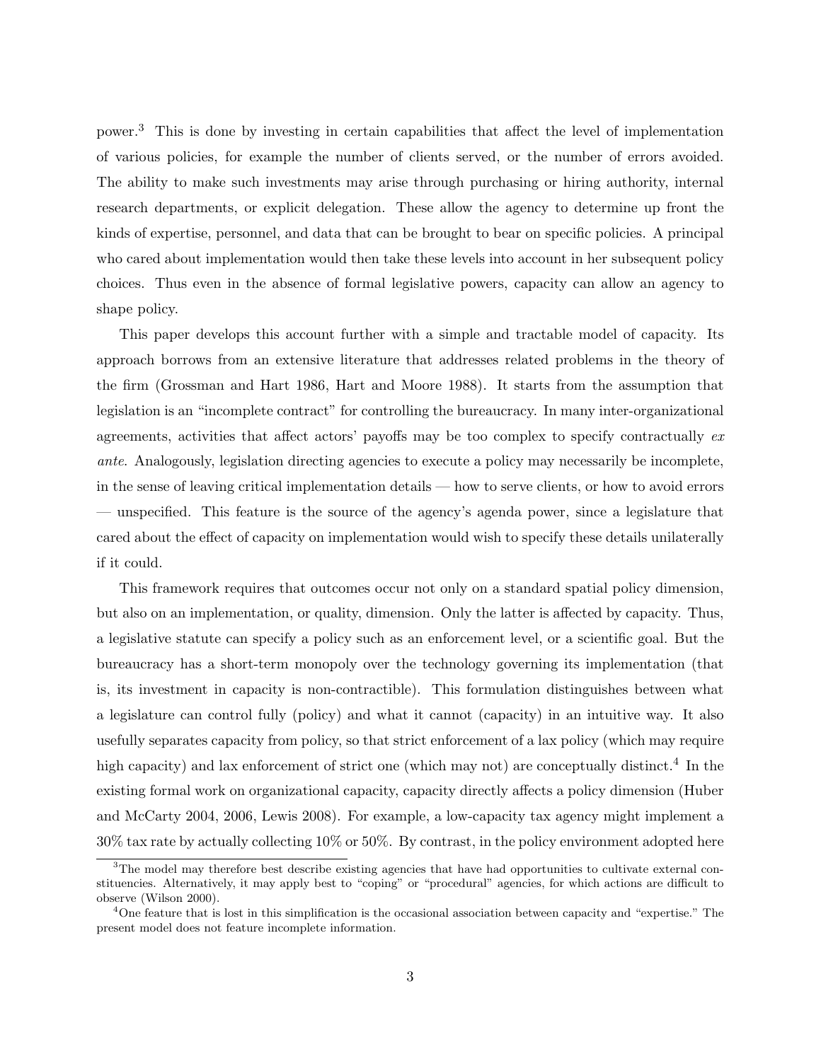power.[3] This is done by investing in certain capabilities that affect the level of implementation of various policies, for example the number of clients served, or the number of errors avoided. The ability to make such investments may arise through purchasing or hiring authority, internal research departments, or explicit delegation. These allow the agency to determine up front the kinds of expertise, personnel, and data that can be brought to bear on specific policies. A principal who cared about implementation would then take these levels into account in her subsequent policy choices. Thus even in the absence of formal legislative powers, capacity can allow an agency to shape policy.

This paper develops this account further with a simple and tractable model of capacity. Its approach borrows from an extensive literature that addresses related problems in the theory of the firm (Grossman and Hart 1986, Hart and Moore 1988). It starts from the assumption that legislation is an "incomplete contract" for controlling the bureaucracy. In many inter-organizational agreements, activities that affect actors' payoffs may be too complex to specify contractually *ex ante*. Analogously, legislation directing agencies to execute a policy may necessarily be incomplete, in the sense of leaving critical implementation details — how to serve clients, or how to avoid errors — unspecified. This feature is the source of the agency's agenda power, since a legislature that cared about the effect of capacity on implementation would wish to specify these details unilaterally if it could.

This framework requires that outcomes occur not only on a standard spatial policy dimension, but also on an implementation, or quality, dimension. Only the latter is affected by capacity. Thus, a legislative statute can specify a policy such as an enforcement level, or a scientific goal. But the bureaucracy has a short-term monopoly over the technology governing its implementation (that is, its investment in capacity is non-contractible). This formulation distinguishes between what a legislature can control fully (policy) and what it cannot (capacity) in an intuitive way. It also usefully separates capacity from policy, so that strict enforcement of a lax policy (which may require high capacity) and lax enforcement of strict one (which may not) are conceptually distinct.[4] In the existing formal work on organizational capacity, capacity directly affects a policy dimension (Huber and McCarty 2004, 2006, Lewis 2008). For example, a low-capacity tax agency might implement a 30% tax rate by actually collecting 10% or 50%. By contrast, in the policy environment adopted here

[3] The model may therefore best describe existing agencies that have had opportunities to cultivate external constituencies. Alternatively, it may apply best to "coping" or "procedural" agencies, for which actions are difficult to observe (Wilson 2000).

[4] One feature that is lost in this simplification is the occasional association between capacity and "expertise." The present model does not feature incomplete information.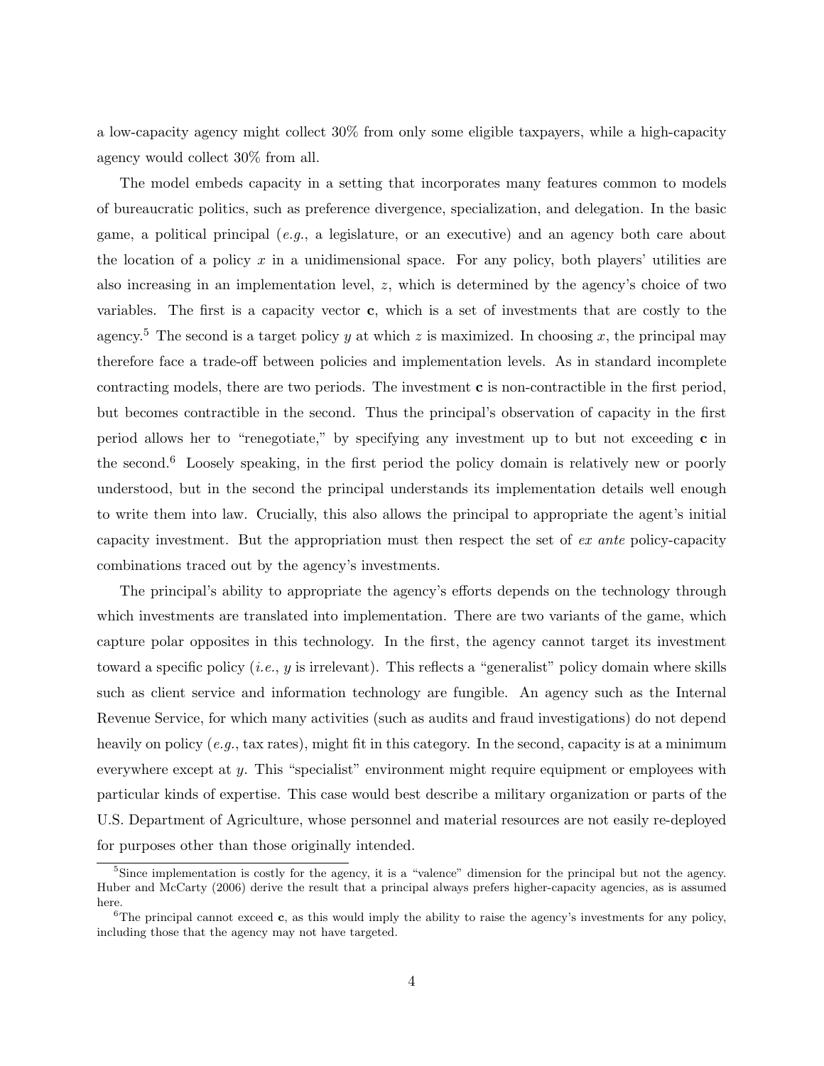a low-capacity agency might collect 30% from only some eligible taxpayers, while a high-capacity agency would collect 30% from all.

The model embeds capacity in a setting that incorporates many features common to models of bureaucratic politics, such as preference divergence, specialization, and delegation. In the basic game, a political principal (*e.g.*, a legislature, or an executive) and an agency both care about the location of a policy $x$ in a unidimensional space. For any policy, both players' utilities are also increasing in an implementation level, $z$, which is determined by the agency's choice of two variables. The first is a capacity vector $\mathbf{c}$, which is a set of investments that are costly to the agency.[5] The second is a target policy $y$ at which $z$ is maximized. In choosing $x$, the principal may therefore face a trade-off between policies and implementation levels. As in standard incomplete contracting models, there are two periods. The investment $\mathbf{c}$ is non-contractible in the first period, but becomes contractible in the second. Thus the principal's observation of capacity in the first period allows her to "renegotiate," by specifying any investment up to but not exceeding $\mathbf{c}$ in the second.[6] Loosely speaking, in the first period the policy domain is relatively new or poorly understood, but in the second the principal understands its implementation details well enough to write them into law. Crucially, this also allows the principal to appropriate the agent's initial capacity investment. But the appropriation must then respect the set of *ex ante* policy-capacity combinations traced out by the agency's investments.

The principal's ability to appropriate the agency's efforts depends on the technology through which investments are translated into implementation. There are two variants of the game, which capture polar opposites in this technology. In the first, the agency cannot target its investment toward a specific policy (*i.e.*, $y$ is irrelevant). This reflects a "generalist" policy domain where skills such as client service and information technology are fungible. An agency such as the Internal Revenue Service, for which many activities (such as audits and fraud investigations) do not depend heavily on policy (*e.g.*, tax rates), might fit in this category. In the second, capacity is at a minimum everywhere except at $y$. This "specialist" environment might require equipment or employees with particular kinds of expertise. This case would best describe a military organization or parts of the U.S. Department of Agriculture, whose personnel and material resources are not easily re-deployed for purposes other than those originally intended.

---

[5] Since implementation is costly for the agency, it is a "valence" dimension for the principal but not the agency. Huber and McCarty (2006) derive the result that a principal always prefers higher-capacity agencies, as is assumed here.

[6] The principal cannot exceed $\mathbf{c}$, as this would imply the ability to raise the agency's investments for any policy, including those that the agency may not have targeted.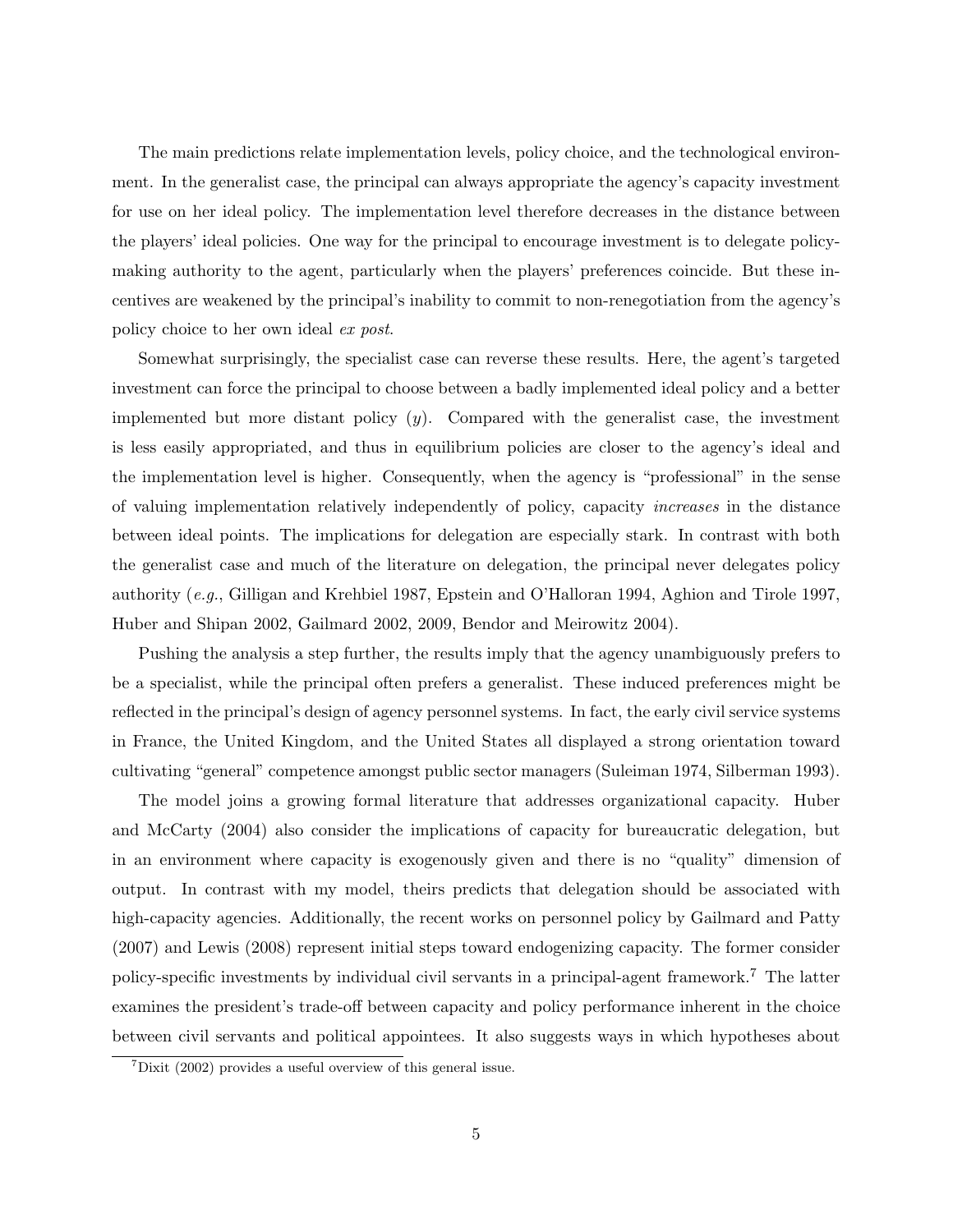The main predictions relate implementation levels, policy choice, and the technological environment. In the generalist case, the principal can always appropriate the agency's capacity investment for use on her ideal policy. The implementation level therefore decreases in the distance between the players' ideal policies. One way for the principal to encourage investment is to delegate policymaking authority to the agent, particularly when the players' preferences coincide. But these incentives are weakened by the principal's inability to commit to non-renegotiation from the agency's policy choice to her own ideal *ex post*.

Somewhat surprisingly, the specialist case can reverse these results. Here, the agent's targeted investment can force the principal to choose between a badly implemented ideal policy and a better implemented but more distant policy ($y$). Compared with the generalist case, the investment is less easily appropriated, and thus in equilibrium policies are closer to the agency's ideal and the implementation level is higher. Consequently, when the agency is "professional" in the sense of valuing implementation relatively independently of policy, capacity *increases* in the distance between ideal points. The implications for delegation are especially stark. In contrast with both the generalist case and much of the literature on delegation, the principal never delegates policy authority (*e.g.*, Gilligan and Krehbiel 1987, Epstein and O'Halloran 1994, Aghion and Tirole 1997, Huber and Shipan 2002, Gailmard 2002, 2009, Bendor and Meirowitz 2004).

Pushing the analysis a step further, the results imply that the agency unambiguously prefers to be a specialist, while the principal often prefers a generalist. These induced preferences might be reflected in the principal's design of agency personnel systems. In fact, the early civil service systems in France, the United Kingdom, and the United States all displayed a strong orientation toward cultivating "general" competence amongst public sector managers (Suleiman 1974, Silberman 1993).

The model joins a growing formal literature that addresses organizational capacity. Huber and McCarty (2004) also consider the implications of capacity for bureaucratic delegation, but in an environment where capacity is exogenously given and there is no "quality" dimension of output. In contrast with my model, theirs predicts that delegation should be associated with high-capacity agencies. Additionally, the recent works on personnel policy by Gailmard and Patty (2007) and Lewis (2008) represent initial steps toward endogenizing capacity. The former consider policy-specific investments by individual civil servants in a principal-agent framework.[7] The latter examines the president's trade-off between capacity and policy performance inherent in the choice between civil servants and political appointees. It also suggests ways in which hypotheses about

[7] Dixit (2002) provides a useful overview of this general issue.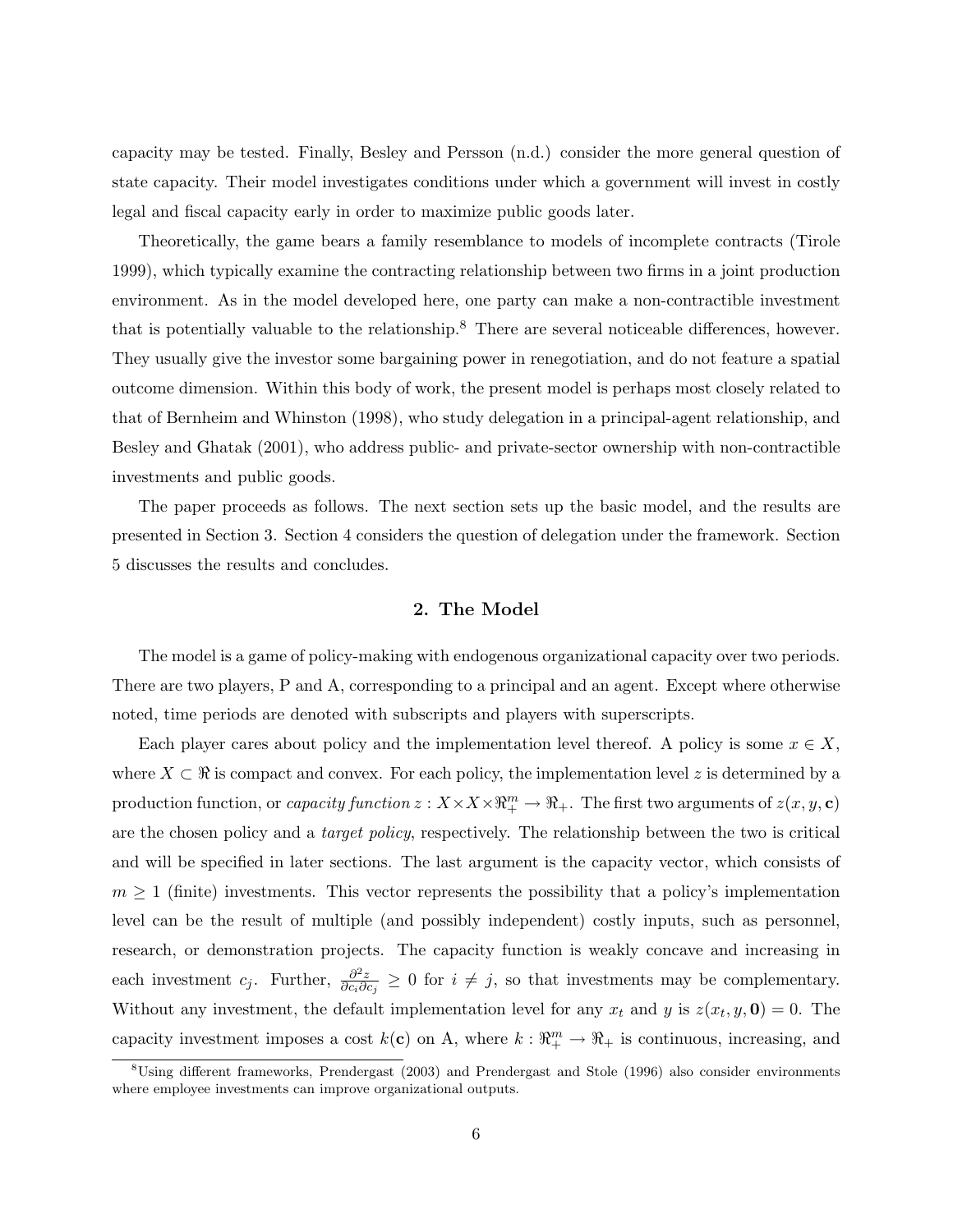capacity may be tested. Finally, Besley and Persson (n.d.) consider the more general question of state capacity. Their model investigates conditions under which a government will invest in costly legal and fiscal capacity early in order to maximize public goods later.

Theoretically, the game bears a family resemblance to models of incomplete contracts (Tirole 1999), which typically examine the contracting relationship between two firms in a joint production environment. As in the model developed here, one party can make a non-contractible investment that is potentially valuable to the relationship.[8] There are several noticeable differences, however. They usually give the investor some bargaining power in renegotiation, and do not feature a spatial outcome dimension. Within this body of work, the present model is perhaps most closely related to that of Bernheim and Whinston (1998), who study delegation in a principal-agent relationship, and Besley and Ghatak (2001), who address public- and private-sector ownership with non-contractible investments and public goods.

The paper proceeds as follows. The next section sets up the basic model, and the results are presented in Section 3. Section 4 considers the question of delegation under the framework. Section 5 discusses the results and concludes.

## 2. The Model

The model is a game of policy-making with endogenous organizational capacity over two periods. There are two players, P and A, corresponding to a principal and an agent. Except where otherwise noted, time periods are denoted with subscripts and players with superscripts.

Each player cares about policy and the implementation level thereof. A policy is some $x \in X$, where $X \subset \Re$ is compact and convex. For each policy, the implementation level $z$ is determined by a production function, or *capacity function* $z : X \times X \times \Re^m_+ \to \Re_+$. The first two arguments of $z(x, y, \mathbf{c})$ are the chosen policy and a *target policy*, respectively. The relationship between the two is critical and will be specified in later sections. The last argument is the capacity vector, which consists of $m \geq 1$ (finite) investments. This vector represents the possibility that a policy's implementation level can be the result of multiple (and possibly independent) costly inputs, such as personnel, research, or demonstration projects. The capacity function is weakly concave and increasing in each investment $c_j$. Further, $\frac{\partial^2 z}{\partial c_i \partial c_j} \geq 0$ for $i \neq j$, so that investments may be complementary. Without any investment, the default implementation level for any $x_t$ and $y$ is $z(x_t, y, \mathbf{0}) = 0$. The capacity investment imposes a cost $k(\mathbf{c})$ on A, where $k : \Re^m_+ \to \Re_+$ is continuous, increasing, and

[8] Using different frameworks, Prendergast (2003) and Prendergast and Stole (1996) also consider environments where employee investments can improve organizational outputs.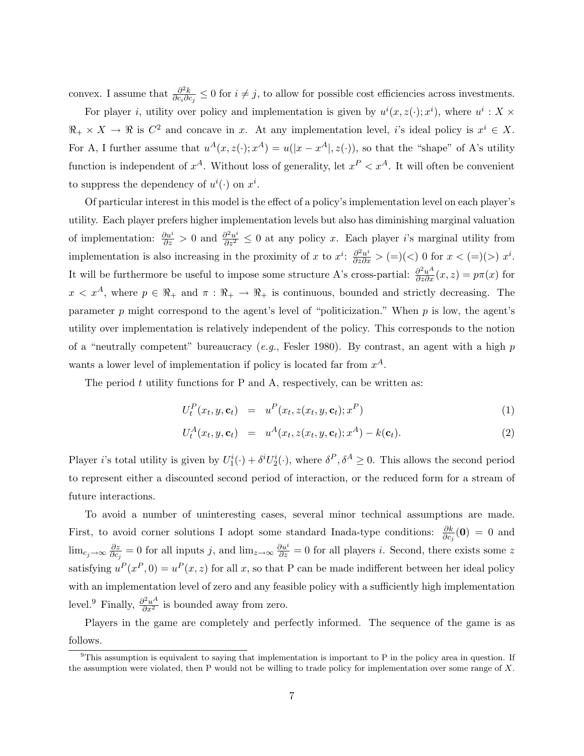convex. I assume that $\frac{\partial^2 k}{\partial c_i \partial c_j} \leq 0$ for $i \neq j$, to allow for possible cost efficiencies across investments.

For player $i$, utility over policy and implementation is given by $u^i(x, z(\cdot); x^i)$, where $u^i : X \times \Re_+ \times X \to \Re$ is $C^2$ and concave in $x$. At any implementation level, $i$'s ideal policy is $x^i \in X$. For A, I further assume that $u^A(x, z(\cdot); x^A) = u(|x - x^A|, z(\cdot))$, so that the "shape" of A's utility function is independent of $x^A$. Without loss of generality, let $x^P < x^A$. It will often be convenient to suppress the dependency of $u^i(\cdot)$ on $x^i$.

Of particular interest in this model is the effect of a policy's implementation level on each player's utility. Each player prefers higher implementation levels but also has diminishing marginal valuation of implementation: $\frac{\partial u^i}{\partial z} > 0$ and $\frac{\partial^2 u^i}{\partial z^2} \leq 0$ at any policy $x$. Each player $i$'s marginal utility from implementation is also increasing in the proximity of $x$ to $x^i$: $\frac{\partial^2 u^i}{\partial z \partial x} > (=)(<)\ 0$ for $x < (=)(>)\ x^i$. It will be furthermore be useful to impose some structure A's cross-partial: $\frac{\partial^2 u^A}{\partial z \partial x}(x, z) = p\pi(x)$ for $x < x^A$, where $p \in \Re_+$ and $\pi : \Re_+ \to \Re_+$ is continuous, bounded and strictly decreasing. The parameter $p$ might correspond to the agent's level of "politicization." When $p$ is low, the agent's utility over implementation is relatively independent of the policy. This corresponds to the notion of a "neutrally competent" bureaucracy (*e.g.*, Fesler 1980). By contrast, an agent with a high $p$ wants a lower level of implementation if policy is located far from $x^A$.

The period $t$ utility functions for P and A, respectively, can be written as:

$$U_t^P(x_t, y, \mathbf{c}_t) = u^P(x_t, z(x_t, y, \mathbf{c}_t); x^P) \tag{1}$$

$$U_t^A(x_t, y, \mathbf{c}_t) = u^A(x_t, z(x_t, y, \mathbf{c}_t); x^A) - k(\mathbf{c}_t). \tag{2}$$

Player $i$'s total utility is given by $U_1^i(\cdot) + \delta^i U_2^i(\cdot)$, where $\delta^P, \delta^A \geq 0$. This allows the second period to represent either a discounted second period of interaction, or the reduced form for a stream of future interactions.

To avoid a number of uninteresting cases, several minor technical assumptions are made. First, to avoid corner solutions I adopt some standard Inada-type conditions: $\frac{\partial k}{\partial c_j}(\mathbf{0}) = 0$ and $\lim_{c_j \to \infty} \frac{\partial z}{\partial c_j} = 0$ for all inputs $j$, and $\lim_{z \to \infty} \frac{\partial u^i}{\partial z} = 0$ for all players $i$. Second, there exists some $z$ satisfying $u^P(x^P, 0) = u^P(x, z)$ for all $x$, so that P can be made indifferent between her ideal policy with an implementation level of zero and any feasible policy with a sufficiently high implementation level.[9] Finally, $\frac{\partial^2 u^A}{\partial x^2}$ is bounded away from zero.

Players in the game are completely and perfectly informed. The sequence of the game is as follows.

[9] This assumption is equivalent to saying that implementation is important to P in the policy area in question. If the assumption were violated, then P would not be willing to trade policy for implementation over some range of $X$.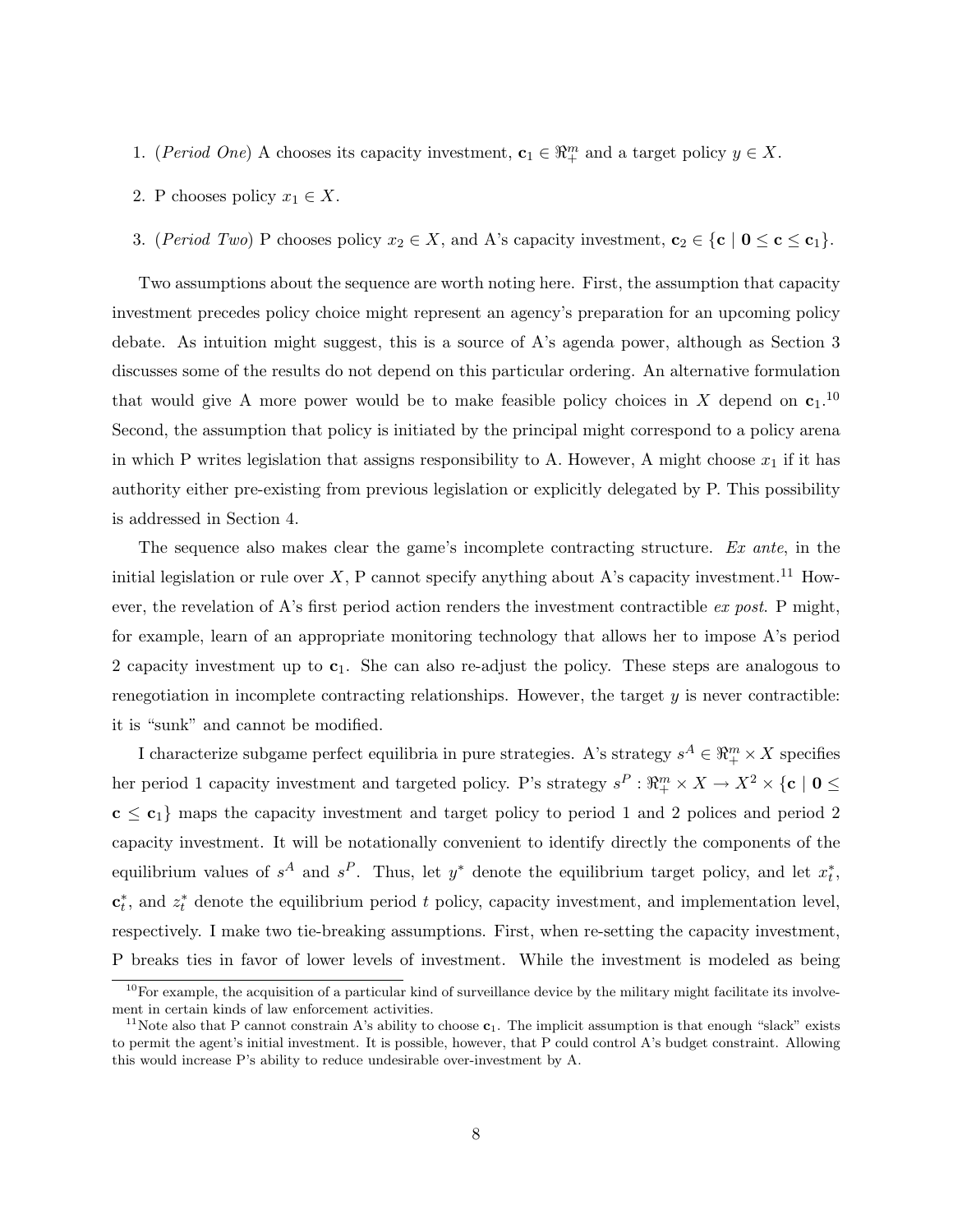1. (*Period One*) A chooses its capacity investment, $\mathbf{c}_1 \in \Re^m_+$ and a target policy $y \in X$.

2. P chooses policy $x_1 \in X$.

3. (*Period Two*) P chooses policy $x_2 \in X$, and A's capacity investment, $\mathbf{c}_2 \in \{\mathbf{c} \mid \mathbf{0} \leq \mathbf{c} \leq \mathbf{c}_1\}$.

Two assumptions about the sequence are worth noting here. First, the assumption that capacity investment precedes policy choice might represent an agency's preparation for an upcoming policy debate. As intuition might suggest, this is a source of A's agenda power, although as Section 3 discusses some of the results do not depend on this particular ordering. An alternative formulation that would give A more power would be to make feasible policy choices in $X$ depend on $\mathbf{c}_1$.[10] Second, the assumption that policy is initiated by the principal might correspond to a policy arena in which P writes legislation that assigns responsibility to A. However, A might choose $x_1$ if it has authority either pre-existing from previous legislation or explicitly delegated by P. This possibility is addressed in Section 4.

The sequence also makes clear the game's incomplete contracting structure. *Ex ante*, in the initial legislation or rule over $X$, P cannot specify anything about A's capacity investment.[11] However, the revelation of A's first period action renders the investment contractible *ex post*. P might, for example, learn of an appropriate monitoring technology that allows her to impose A's period 2 capacity investment up to $\mathbf{c}_1$. She can also re-adjust the policy. These steps are analogous to renegotiation in incomplete contracting relationships. However, the target $y$ is never contractible: it is "sunk" and cannot be modified.

I characterize subgame perfect equilibria in pure strategies. A's strategy $s^A \in \Re^m_+ \times X$ specifies her period 1 capacity investment and targeted policy. P's strategy $s^P : \Re^m_+ \times X \to X^2 \times \{\mathbf{c} \mid \mathbf{0} \leq \mathbf{c} \leq \mathbf{c}_1\}$ maps the capacity investment and target policy to period 1 and 2 polices and period 2 capacity investment. It will be notationally convenient to identify directly the components of the equilibrium values of $s^A$ and $s^P$. Thus, let $y^*$ denote the equilibrium target policy, and let $x^*_t$, $\mathbf{c}^*_t$, and $z^*_t$ denote the equilibrium period $t$ policy, capacity investment, and implementation level, respectively. I make two tie-breaking assumptions. First, when re-setting the capacity investment, P breaks ties in favor of lower levels of investment. While the investment is modeled as being

[10] For example, the acquisition of a particular kind of surveillance device by the military might facilitate its involvement in certain kinds of law enforcement activities.

[11] Note also that P cannot constrain A's ability to choose $\mathbf{c}_1$. The implicit assumption is that enough "slack" exists to permit the agent's initial investment. It is possible, however, that P could control A's budget constraint. Allowing this would increase P's ability to reduce undesirable over-investment by A.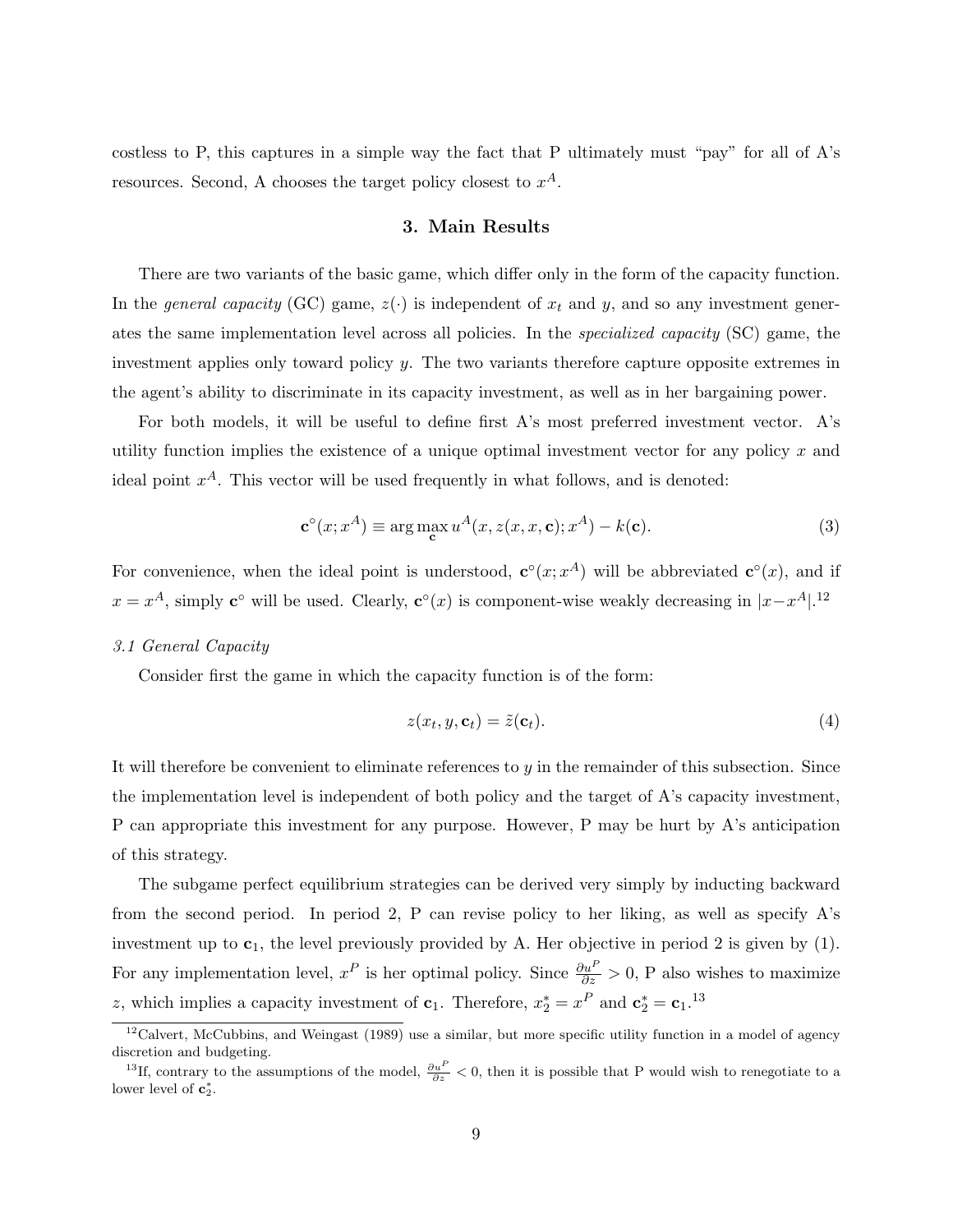costless to P, this captures in a simple way the fact that P ultimately must "pay" for all of A's resources. Second, A chooses the target policy closest to $x^A$.

## 3. Main Results

There are two variants of the basic game, which differ only in the form of the capacity function. In the *general capacity* (GC) game, $z(\cdot)$ is independent of $x_t$ and $y$, and so any investment generates the same implementation level across all policies. In the *specialized capacity* (SC) game, the investment applies only toward policy $y$. The two variants therefore capture opposite extremes in the agent's ability to discriminate in its capacity investment, as well as in her bargaining power.

For both models, it will be useful to define first A's most preferred investment vector. A's utility function implies the existence of a unique optimal investment vector for any policy $x$ and ideal point $x^A$. This vector will be used frequently in what follows, and is denoted:

$$\mathbf{c}^\circ(x; x^A) \equiv \arg\max_{\mathbf{c}} u^A(x, z(x, x, \mathbf{c}); x^A) - k(\mathbf{c}). \tag{3}$$

For convenience, when the ideal point is understood, $\mathbf{c}^\circ(x; x^A)$ will be abbreviated $\mathbf{c}^\circ(x)$, and if $x = x^A$, simply $\mathbf{c}^\circ$ will be used. Clearly, $\mathbf{c}^\circ(x)$ is component-wise weakly decreasing in $|x - x^A|$.[12]

### *3.1 General Capacity*

Consider first the game in which the capacity function is of the form:

$$z(x_t, y, \mathbf{c}_t) = \tilde{z}(\mathbf{c}_t). \tag{4}$$

It will therefore be convenient to eliminate references to $y$ in the remainder of this subsection. Since the implementation level is independent of both policy and the target of A's capacity investment, P can appropriate this investment for any purpose. However, P may be hurt by A's anticipation of this strategy.

The subgame perfect equilibrium strategies can be derived very simply by inducting backward from the second period. In period 2, P can revise policy to her liking, as well as specify A's investment up to $\mathbf{c}_1$, the level previously provided by A. Her objective in period 2 is given by (1). For any implementation level, $x^P$ is her optimal policy. Since $\frac{\partial u^P}{\partial z} > 0$, P also wishes to maximize $z$, which implies a capacity investment of $\mathbf{c}_1$. Therefore, $x_2^* = x^P$ and $\mathbf{c}_2^* = \mathbf{c}_1$.[13]

[12] Calvert, McCubbins, and Weingast (1989) use a similar, but more specific utility function in a model of agency discretion and budgeting.

[13] If, contrary to the assumptions of the model, $\frac{\partial u^P}{\partial z} < 0$, then it is possible that P would wish to renegotiate to a lower level of $\mathbf{c}_2^*$.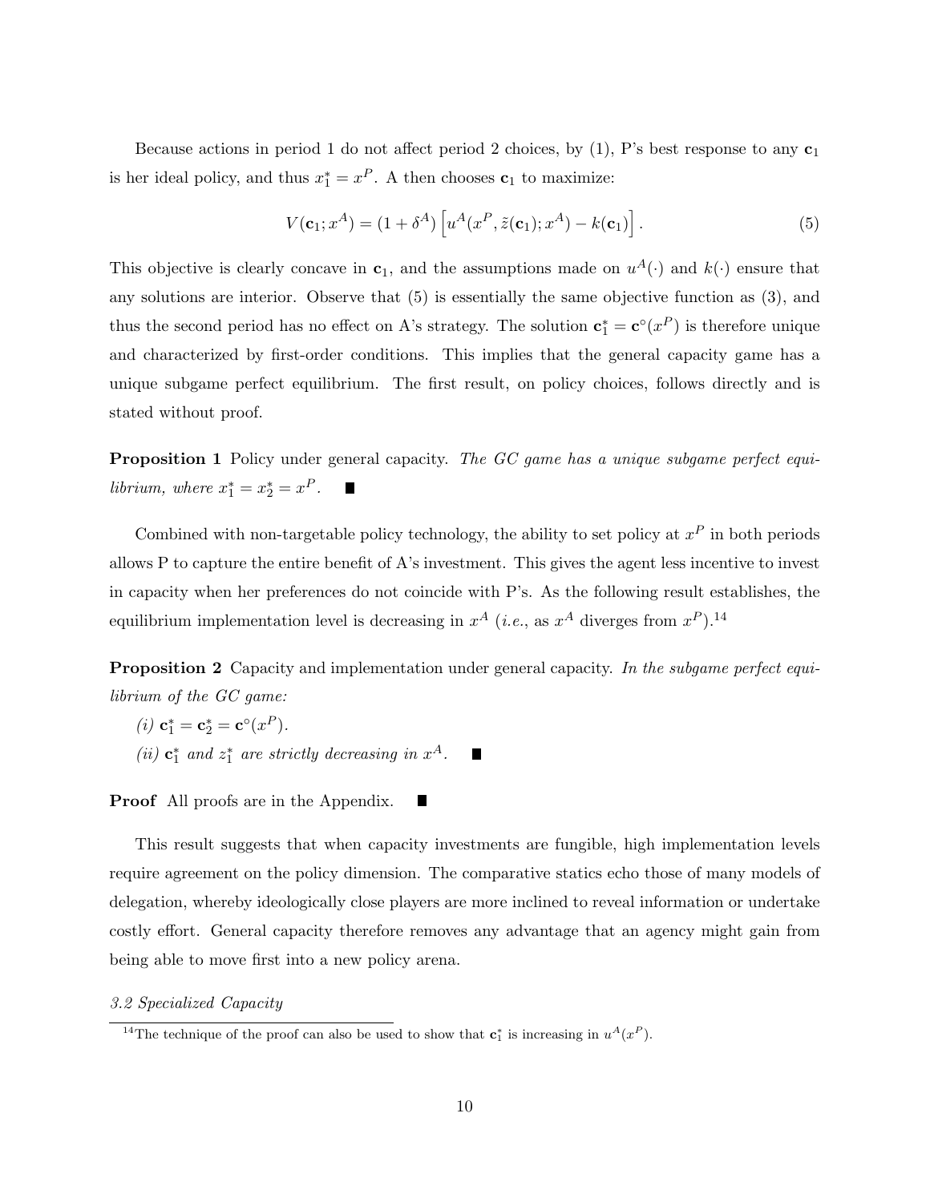Because actions in period 1 do not affect period 2 choices, by (1), P's best response to any $\mathbf{c}_1$ is her ideal policy, and thus $x_1^* = x^P$. A then chooses $\mathbf{c}_1$ to maximize:

$$V(\mathbf{c}_1; x^A) = (1 + \delta^A) \left[ u^A(x^P, \tilde{z}(\mathbf{c}_1); x^A) - k(\mathbf{c}_1) \right]. \tag{5}$$

This objective is clearly concave in $\mathbf{c}_1$, and the assumptions made on $u^A(\cdot)$ and $k(\cdot)$ ensure that any solutions are interior. Observe that (5) is essentially the same objective function as (3), and thus the second period has no effect on A's strategy. The solution $\mathbf{c}_1^* = \mathbf{c}^\circ(x^P)$ is therefore unique and characterized by first-order conditions. This implies that the general capacity game has a unique subgame perfect equilibrium. The first result, on policy choices, follows directly and is stated without proof.

**Proposition 1** Policy under general capacity. *The GC game has a unique subgame perfect equilibrium, where $x_1^* = x_2^* = x^P$.* ■

Combined with non-targetable policy technology, the ability to set policy at $x^P$ in both periods allows P to capture the entire benefit of A's investment. This gives the agent less incentive to invest in capacity when her preferences do not coincide with P's. As the following result establishes, the equilibrium implementation level is decreasing in $x^A$ (*i.e.*, as $x^A$ diverges from $x^P$).[14]

**Proposition 2** Capacity and implementation under general capacity. *In the subgame perfect equilibrium of the GC game:*

*(i)* $\mathbf{c}_1^* = \mathbf{c}_2^* = \mathbf{c}^\circ(x^P)$.

*(ii)* $\mathbf{c}_1^*$ *and* $z_1^*$ *are strictly decreasing in* $x^A$. ■

**Proof** All proofs are in the Appendix. ■

This result suggests that when capacity investments are fungible, high implementation levels require agreement on the policy dimension. The comparative statics echo those of many models of delegation, whereby ideologically close players are more inclined to reveal information or undertake costly effort. General capacity therefore removes any advantage that an agency might gain from being able to move first into a new policy arena.

*3.2 Specialized Capacity*

[14] The technique of the proof can also be used to show that $\mathbf{c}_1^*$ is increasing in $u^A(x^P)$.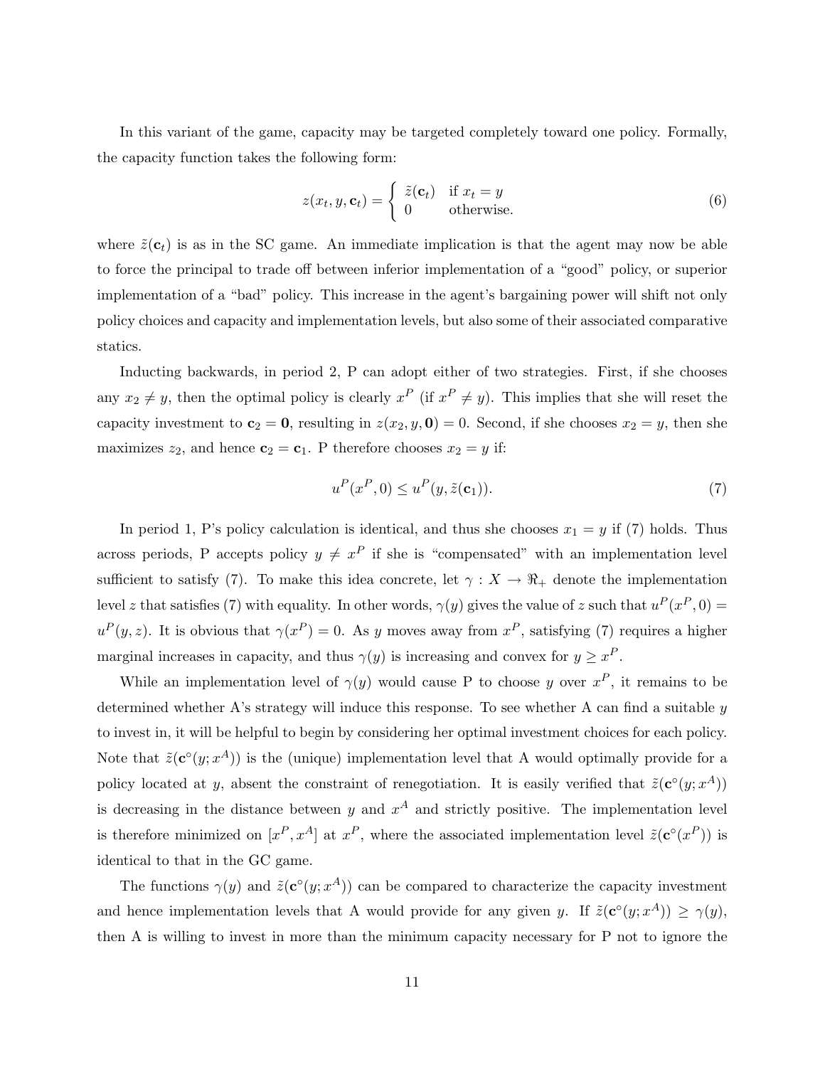In this variant of the game, capacity may be targeted completely toward one policy. Formally, the capacity function takes the following form:

$$z(x_t, y, \mathbf{c}_t) = \begin{cases} \tilde{z}(\mathbf{c}_t) & \text{if } x_t = y \\ 0 & \text{otherwise.} \end{cases} \tag{6}$$

where $\tilde{z}(\mathbf{c}_t)$ is as in the SC game. An immediate implication is that the agent may now be able to force the principal to trade off between inferior implementation of a "good" policy, or superior implementation of a "bad" policy. This increase in the agent's bargaining power will shift not only policy choices and capacity and implementation levels, but also some of their associated comparative statics.

Inducting backwards, in period 2, P can adopt either of two strategies. First, if she chooses any $x_2 \neq y$, then the optimal policy is clearly $x^P$ (if $x^P \neq y$). This implies that she will reset the capacity investment to $\mathbf{c}_2 = \mathbf{0}$, resulting in $z(x_2, y, \mathbf{0}) = 0$. Second, if she chooses $x_2 = y$, then she maximizes $z_2$, and hence $\mathbf{c}_2 = \mathbf{c}_1$. P therefore chooses $x_2 = y$ if:

$$u^P(x^P, 0) \leq u^P(y, \tilde{z}(\mathbf{c}_1)). \tag{7}$$

In period 1, P's policy calculation is identical, and thus she chooses $x_1 = y$ if (7) holds. Thus across periods, P accepts policy $y \neq x^P$ if she is "compensated" with an implementation level sufficient to satisfy (7). To make this idea concrete, let $\gamma : X \to \Re_+$ denote the implementation level $z$ that satisfies (7) with equality. In other words, $\gamma(y)$ gives the value of $z$ such that $u^P(x^P, 0) = u^P(y, z)$. It is obvious that $\gamma(x^P) = 0$. As $y$ moves away from $x^P$, satisfying (7) requires a higher marginal increases in capacity, and thus $\gamma(y)$ is increasing and convex for $y \geq x^P$.

While an implementation level of $\gamma(y)$ would cause P to choose $y$ over $x^P$, it remains to be determined whether A's strategy will induce this response. To see whether A can find a suitable $y$ to invest in, it will be helpful to begin by considering her optimal investment choices for each policy. Note that $\tilde{z}(\mathbf{c}^\circ(y; x^A))$ is the (unique) implementation level that A would optimally provide for a policy located at $y$, absent the constraint of renegotiation. It is easily verified that $\tilde{z}(\mathbf{c}^\circ(y; x^A))$ is decreasing in the distance between $y$ and $x^A$ and strictly positive. The implementation level is therefore minimized on $[x^P, x^A]$ at $x^P$, where the associated implementation level $\tilde{z}(\mathbf{c}^\circ(x^P))$ is identical to that in the GC game.

The functions $\gamma(y)$ and $\tilde{z}(\mathbf{c}^\circ(y; x^A))$ can be compared to characterize the capacity investment and hence implementation levels that A would provide for any given $y$. If $\tilde{z}(\mathbf{c}^\circ(y; x^A)) \geq \gamma(y)$, then A is willing to invest in more than the minimum capacity necessary for P not to ignore the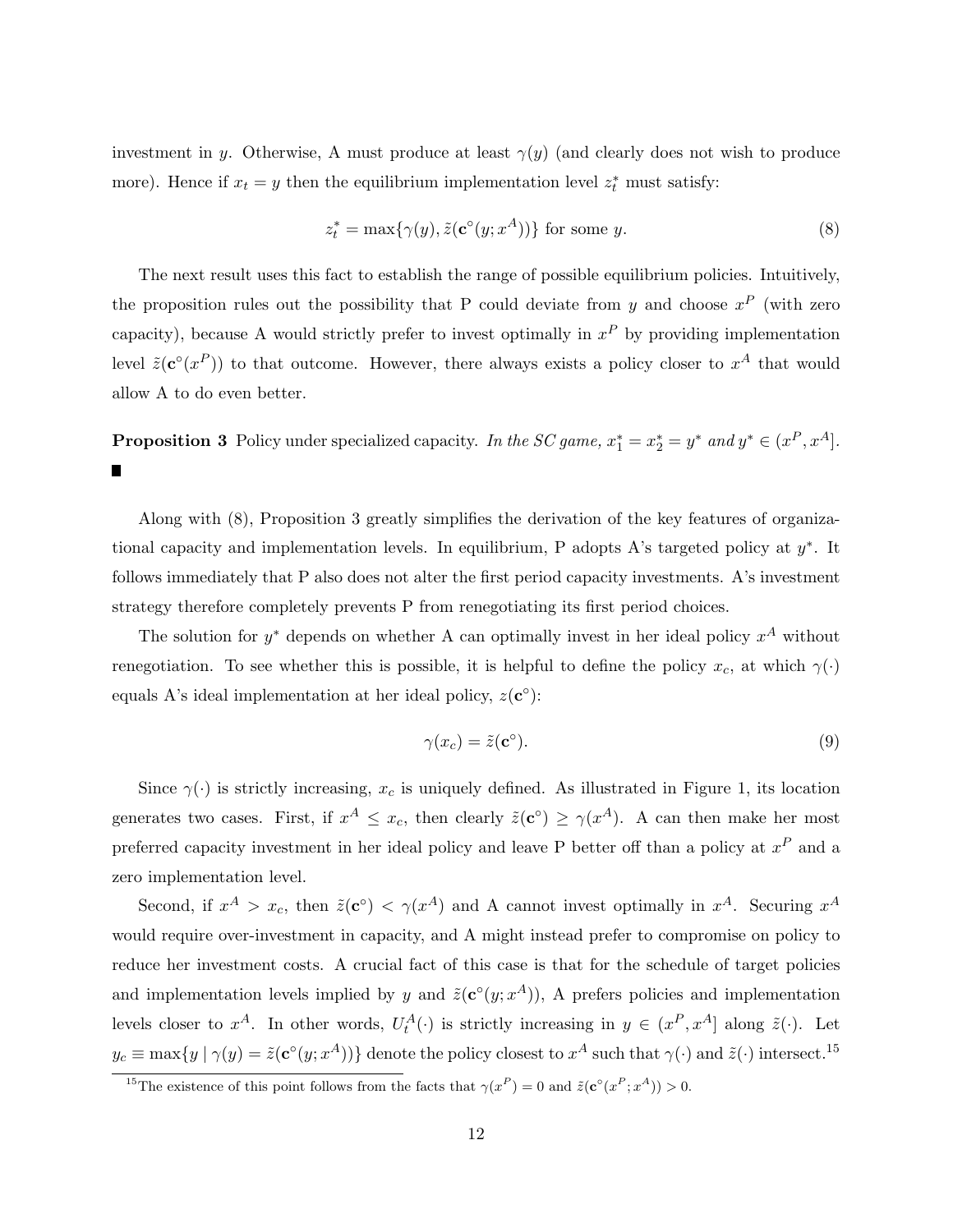investment in $y$. Otherwise, A must produce at least $\gamma(y)$ (and clearly does not wish to produce more). Hence if $x_t = y$ then the equilibrium implementation level $z_t^*$ must satisfy:

$$z_t^* = \max\{\gamma(y), \tilde{z}(\mathbf{c}^\circ(y; x^A))\} \text{ for some } y. \tag{8}$$

The next result uses this fact to establish the range of possible equilibrium policies. Intuitively, the proposition rules out the possibility that P could deviate from $y$ and choose $x^P$ (with zero capacity), because A would strictly prefer to invest optimally in $x^P$ by providing implementation level $\tilde{z}(\mathbf{c}^\circ(x^P))$ to that outcome. However, there always exists a policy closer to $x^A$ that would allow A to do even better.

**Proposition 3** Policy under specialized capacity. *In the SC game, $x_1^* = x_2^* = y^*$ and $y^* \in (x^P, x^A]$.* ■

Along with (8), Proposition 3 greatly simplifies the derivation of the key features of organizational capacity and implementation levels. In equilibrium, P adopts A's targeted policy at $y^*$. It follows immediately that P also does not alter the first period capacity investments. A's investment strategy therefore completely prevents P from renegotiating its first period choices.

The solution for $y^*$ depends on whether A can optimally invest in her ideal policy $x^A$ without renegotiation. To see whether this is possible, it is helpful to define the policy $x_c$, at which $\gamma(\cdot)$ equals A's ideal implementation at her ideal policy, $z(\mathbf{c}^\circ)$:

$$\gamma(x_c) = \tilde{z}(\mathbf{c}^\circ). \tag{9}$$

Since $\gamma(\cdot)$ is strictly increasing, $x_c$ is uniquely defined. As illustrated in Figure 1, its location generates two cases. First, if $x^A \leq x_c$, then clearly $\tilde{z}(\mathbf{c}^\circ) \geq \gamma(x^A)$. A can then make her most preferred capacity investment in her ideal policy and leave P better off than a policy at $x^P$ and a zero implementation level.

Second, if $x^A > x_c$, then $\tilde{z}(\mathbf{c}^\circ) < \gamma(x^A)$ and A cannot invest optimally in $x^A$. Securing $x^A$ would require over-investment in capacity, and A might instead prefer to compromise on policy to reduce her investment costs. A crucial fact of this case is that for the schedule of target policies and implementation levels implied by $y$ and $\tilde{z}(\mathbf{c}^\circ(y; x^A))$, A prefers policies and implementation levels closer to $x^A$. In other words, $U_t^A(\cdot)$ is strictly increasing in $y \in (x^P, x^A]$ along $\tilde{z}(\cdot)$. Let $y_c \equiv \max\{y \mid \gamma(y) = \tilde{z}(\mathbf{c}^\circ(y; x^A))\}$ denote the policy closest to $x^A$ such that $\gamma(\cdot)$ and $\tilde{z}(\cdot)$ intersect.[15]

[15] The existence of this point follows from the facts that $\gamma(x^P) = 0$ and $\tilde{z}(\mathbf{c}^\circ(x^P; x^A)) > 0$.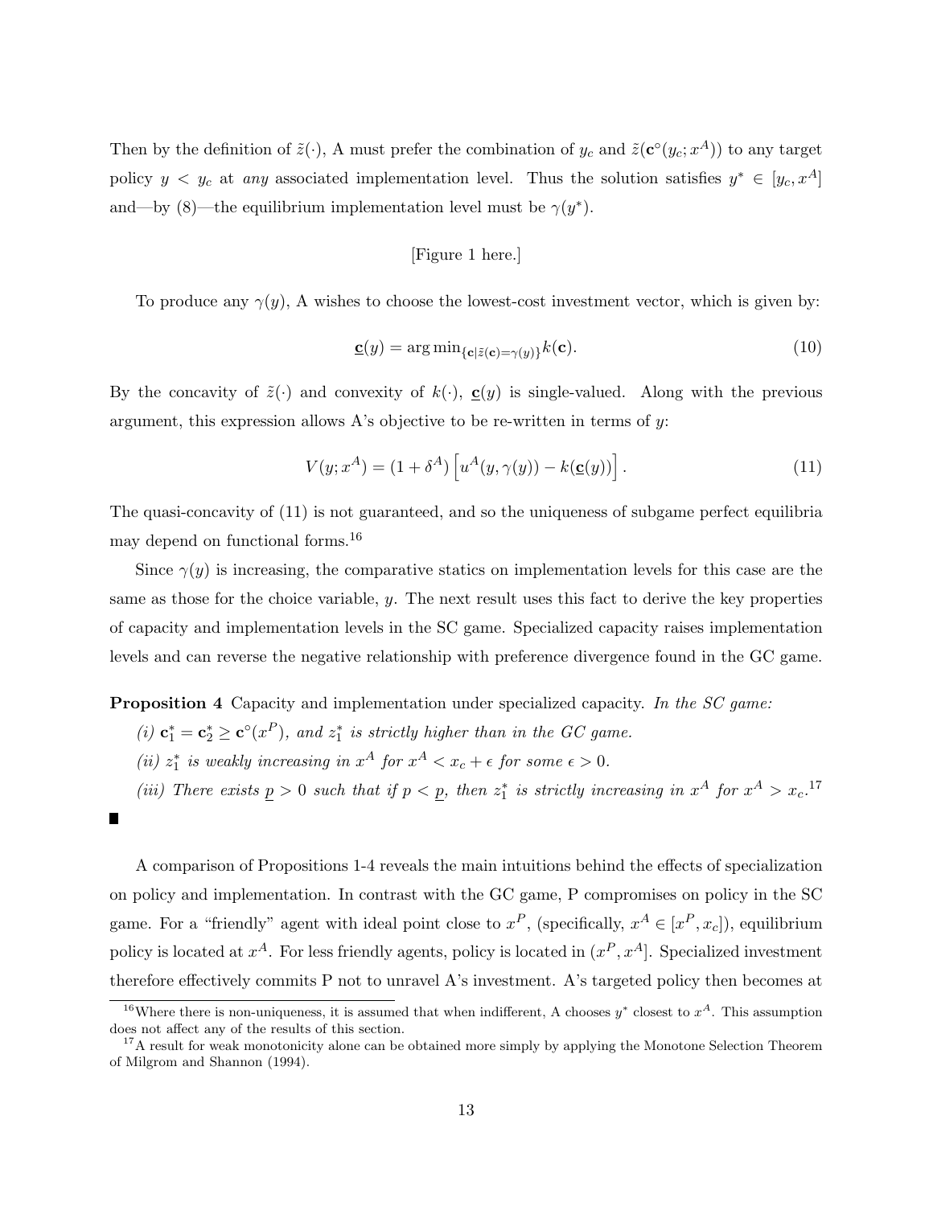Then by the definition of $\tilde{z}(\cdot)$, A must prefer the combination of $y_c$ and $\tilde{z}(\mathbf{c}^{\circ}(y_c; x^A))$ to any target policy $y < y_c$ at *any* associated implementation level. Thus the solution satisfies $y^* \in [y_c, x^A]$ and—by (8)—the equilibrium implementation level must be $\gamma(y^*)$.

[Figure 1 here.]

To produce any $\gamma(y)$, A wishes to choose the lowest-cost investment vector, which is given by:

$$\underline{\mathbf{c}}(y) = \arg\min_{\{\mathbf{c}|\tilde{z}(\mathbf{c})=\gamma(y)\}} k(\mathbf{c}). \tag{10}$$

By the concavity of $\tilde{z}(\cdot)$ and convexity of $k(\cdot)$, $\underline{\mathbf{c}}(y)$ is single-valued. Along with the previous argument, this expression allows A's objective to be re-written in terms of $y$:

$$V(y; x^A) = (1 + \delta^A) \left[ u^A(y, \gamma(y)) - k(\underline{\mathbf{c}}(y)) \right]. \tag{11}$$

The quasi-concavity of (11) is not guaranteed, and so the uniqueness of subgame perfect equilibria may depend on functional forms.[16]

Since $\gamma(y)$ is increasing, the comparative statics on implementation levels for this case are the same as those for the choice variable, $y$. The next result uses this fact to derive the key properties of capacity and implementation levels in the SC game. Specialized capacity raises implementation levels and can reverse the negative relationship with preference divergence found in the GC game.

**Proposition 4** Capacity and implementation under specialized capacity. *In the SC game:*

*(i)* $\mathbf{c}_1^* = \mathbf{c}_2^* \geq \mathbf{c}^{\circ}(x^P)$*, and* $z_1^*$ *is strictly higher than in the GC game.*

*(ii)* $z_1^*$ *is weakly increasing in* $x^A$ *for* $x^A < x_c + \epsilon$ *for some* $\epsilon > 0$*.*

*(iii) There exists* $\underline{p} > 0$ *such that if* $p < \underline{p}$*, then* $z_1^*$ *is strictly increasing in* $x^A$ *for* $x^A > x_c$*.*[17]

■

A comparison of Propositions 1-4 reveals the main intuitions behind the effects of specialization on policy and implementation. In contrast with the GC game, P compromises on policy in the SC game. For a "friendly" agent with ideal point close to $x^P$, (specifically, $x^A \in [x^P, x_c]$), equilibrium policy is located at $x^A$. For less friendly agents, policy is located in $(x^P, x^A]$. Specialized investment therefore effectively commits P not to unravel A's investment. A's targeted policy then becomes at

---

[16] Where there is non-uniqueness, it is assumed that when indifferent, A chooses $y^*$ closest to $x^A$. This assumption does not affect any of the results of this section.

[17] A result for weak monotonicity alone can be obtained more simply by applying the Monotone Selection Theorem of Milgrom and Shannon (1994).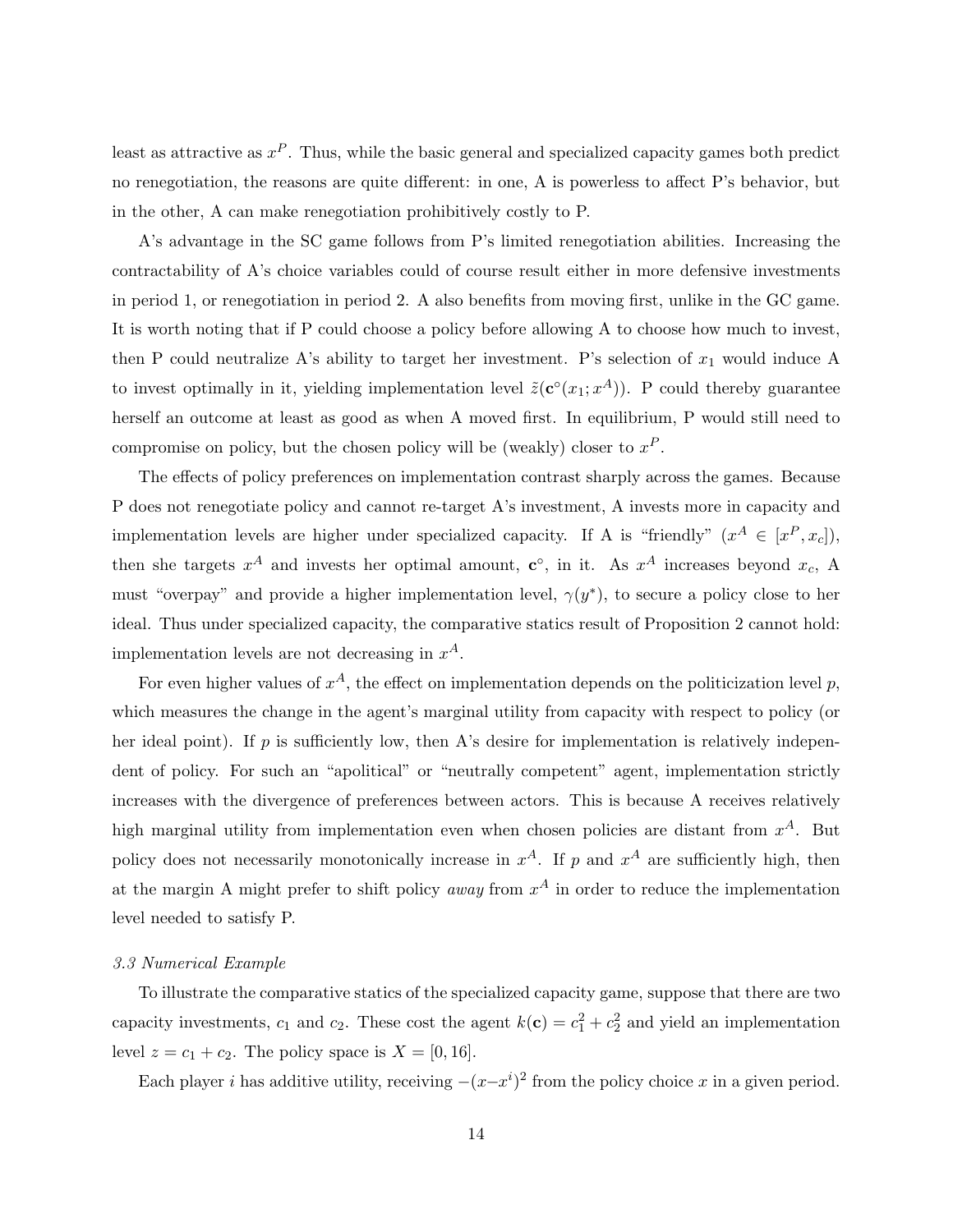least as attractive as $x^P$. Thus, while the basic general and specialized capacity games both predict no renegotiation, the reasons are quite different: in one, A is powerless to affect P's behavior, but in the other, A can make renegotiation prohibitively costly to P.

A's advantage in the SC game follows from P's limited renegotiation abilities. Increasing the contractability of A's choice variables could of course result either in more defensive investments in period 1, or renegotiation in period 2. A also benefits from moving first, unlike in the GC game. It is worth noting that if P could choose a policy before allowing A to choose how much to invest, then P could neutralize A's ability to target her investment. P's selection of $x_1$ would induce A to invest optimally in it, yielding implementation level $\tilde{z}(\mathbf{c}^{\circ}(x_1; x^A))$. P could thereby guarantee herself an outcome at least as good as when A moved first. In equilibrium, P would still need to compromise on policy, but the chosen policy will be (weakly) closer to $x^P$.

The effects of policy preferences on implementation contrast sharply across the games. Because P does not renegotiate policy and cannot re-target A's investment, A invests more in capacity and implementation levels are higher under specialized capacity. If A is "friendly" ($x^A \in [x^P, x_c]$), then she targets $x^A$ and invests her optimal amount, $\mathbf{c}^{\circ}$, in it. As $x^A$ increases beyond $x_c$, A must "overpay" and provide a higher implementation level, $\gamma(y^*)$, to secure a policy close to her ideal. Thus under specialized capacity, the comparative statics result of Proposition 2 cannot hold: implementation levels are not decreasing in $x^A$.

For even higher values of $x^A$, the effect on implementation depends on the politicization level $p$, which measures the change in the agent's marginal utility from capacity with respect to policy (or her ideal point). If $p$ is sufficiently low, then A's desire for implementation is relatively independent of policy. For such an "apolitical" or "neutrally competent" agent, implementation strictly increases with the divergence of preferences between actors. This is because A receives relatively high marginal utility from implementation even when chosen policies are distant from $x^A$. But policy does not necessarily monotonically increase in $x^A$. If $p$ and $x^A$ are sufficiently high, then at the margin A might prefer to shift policy *away* from $x^A$ in order to reduce the implementation level needed to satisfy P.

### *3.3 Numerical Example*

To illustrate the comparative statics of the specialized capacity game, suppose that there are two capacity investments, $c_1$ and $c_2$. These cost the agent $k(\mathbf{c}) = c_1^2 + c_2^2$ and yield an implementation level $z = c_1 + c_2$. The policy space is $X = [0, 16]$.

Each player $i$ has additive utility, receiving $-(x - x^i)^2$ from the policy choice $x$ in a given period.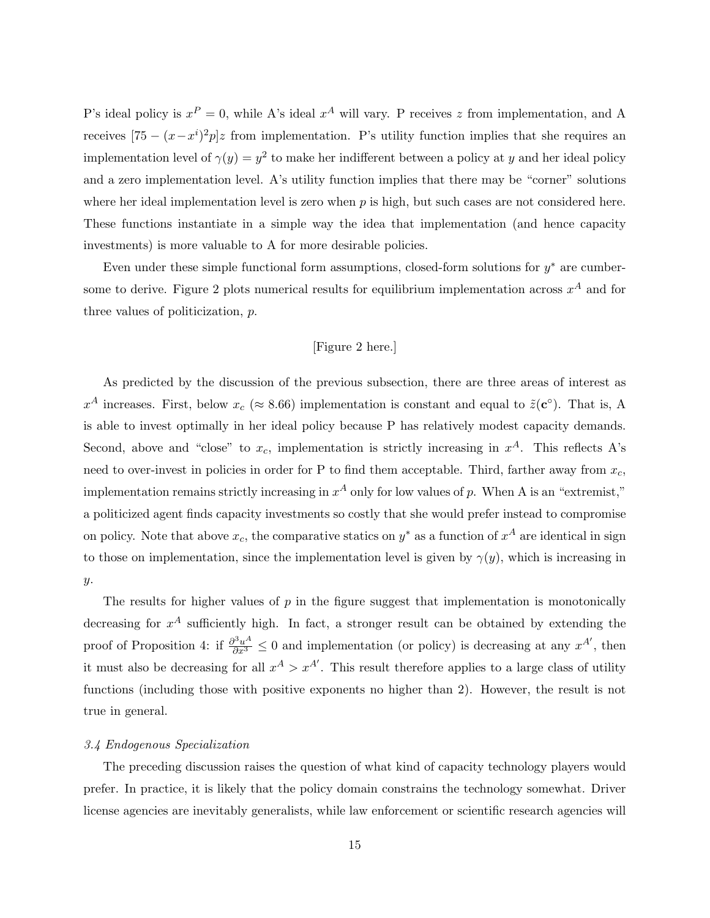P's ideal policy is $x^P = 0$, while A's ideal $x^A$ will vary. P receives $z$ from implementation, and A receives $[75 - (x - x^i)^2 p]z$ from implementation. P's utility function implies that she requires an implementation level of $\gamma(y) = y^2$ to make her indifferent between a policy at $y$ and her ideal policy and a zero implementation level. A's utility function implies that there may be "corner" solutions where her ideal implementation level is zero when $p$ is high, but such cases are not considered here. These functions instantiate in a simple way the idea that implementation (and hence capacity investments) is more valuable to A for more desirable policies.

Even under these simple functional form assumptions, closed-form solutions for $y^*$ are cumbersome to derive. Figure 2 plots numerical results for equilibrium implementation across $x^A$ and for three values of politicization, $p$.

[Figure 2 here.]

As predicted by the discussion of the previous subsection, there are three areas of interest as $x^A$ increases. First, below $x_c$ ($\approx 8.66$) implementation is constant and equal to $\tilde{z}(\mathbf{c}^\circ)$. That is, A is able to invest optimally in her ideal policy because P has relatively modest capacity demands. Second, above and "close" to $x_c$, implementation is strictly increasing in $x^A$. This reflects A's need to over-invest in policies in order for P to find them acceptable. Third, farther away from $x_c$, implementation remains strictly increasing in $x^A$ only for low values of $p$. When A is an "extremist," a politicized agent finds capacity investments so costly that she would prefer instead to compromise on policy. Note that above $x_c$, the comparative statics on $y^*$ as a function of $x^A$ are identical in sign to those on implementation, since the implementation level is given by $\gamma(y)$, which is increasing in $y$.

The results for higher values of $p$ in the figure suggest that implementation is monotonically decreasing for $x^A$ sufficiently high. In fact, a stronger result can be obtained by extending the proof of Proposition 4: if $\frac{\partial^3 u^A}{\partial x^3} \leq 0$ and implementation (or policy) is decreasing at any $x^{A'}$, then it must also be decreasing for all $x^A > x^{A'}$. This result therefore applies to a large class of utility functions (including those with positive exponents no higher than 2). However, the result is not true in general.

*3.4 Endogenous Specialization*

The preceding discussion raises the question of what kind of capacity technology players would prefer. In practice, it is likely that the policy domain constrains the technology somewhat. Driver license agencies are inevitably generalists, while law enforcement or scientific research agencies will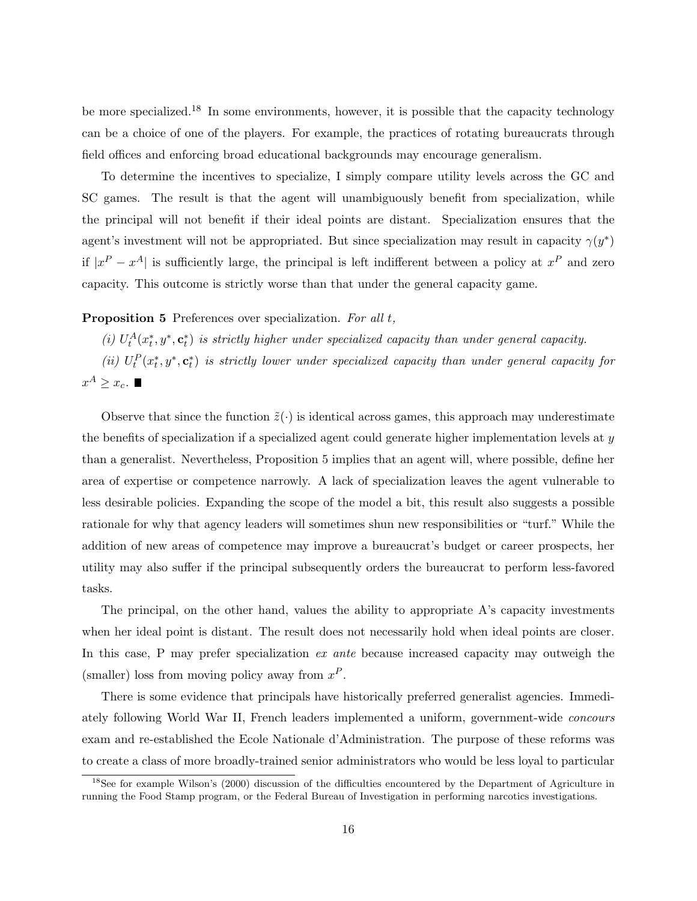be more specialized.[18] In some environments, however, it is possible that the capacity technology can be a choice of one of the players. For example, the practices of rotating bureaucrats through field offices and enforcing broad educational backgrounds may encourage generalism.

To determine the incentives to specialize, I simply compare utility levels across the GC and SC games. The result is that the agent will unambiguously benefit from specialization, while the principal will not benefit if their ideal points are distant. Specialization ensures that the agent's investment will not be appropriated. But since specialization may result in capacity $\gamma(y^*)$ if $|x^P - x^A|$ is sufficiently large, the principal is left indifferent between a policy at $x^P$ and zero capacity. This outcome is strictly worse than that under the general capacity game.

**Proposition 5** Preferences over specialization. *For all t,*

*(i)* $U_t^A(x_t^*, y^*, \mathbf{c}_t^*)$ *is strictly higher under specialized capacity than under general capacity.*

*(ii)* $U_t^P(x_t^*, y^*, \mathbf{c}_t^*)$ *is strictly lower under specialized capacity than under general capacity for* $x^A \geq x_c$. ■

Observe that since the function $\tilde{z}(\cdot)$ is identical across games, this approach may underestimate the benefits of specialization if a specialized agent could generate higher implementation levels at $y$ than a generalist. Nevertheless, Proposition 5 implies that an agent will, where possible, define her area of expertise or competence narrowly. A lack of specialization leaves the agent vulnerable to less desirable policies. Expanding the scope of the model a bit, this result also suggests a possible rationale for why that agency leaders will sometimes shun new responsibilities or "turf." While the addition of new areas of competence may improve a bureaucrat's budget or career prospects, her utility may also suffer if the principal subsequently orders the bureaucrat to perform less-favored tasks.

The principal, on the other hand, values the ability to appropriate A's capacity investments when her ideal point is distant. The result does not necessarily hold when ideal points are closer. In this case, P may prefer specialization *ex ante* because increased capacity may outweigh the (smaller) loss from moving policy away from $x^P$.

There is some evidence that principals have historically preferred generalist agencies. Immediately following World War II, French leaders implemented a uniform, government-wide *concours* exam and re-established the Ecole Nationale d'Administration. The purpose of these reforms was to create a class of more broadly-trained senior administrators who would be less loyal to particular

[18] See for example Wilson's (2000) discussion of the difficulties encountered by the Department of Agriculture in running the Food Stamp program, or the Federal Bureau of Investigation in performing narcotics investigations.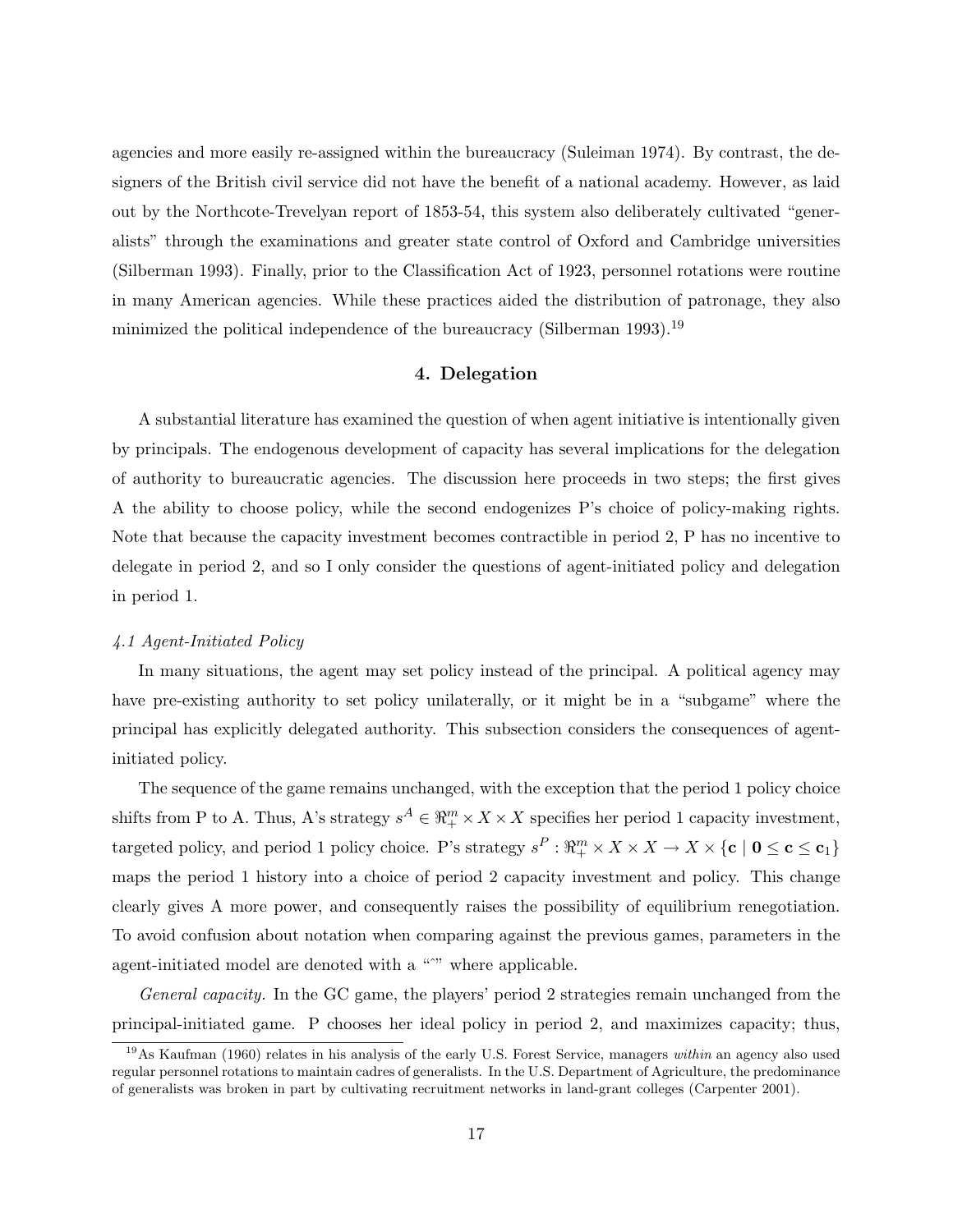agencies and more easily re-assigned within the bureaucracy (Suleiman 1974). By contrast, the designers of the British civil service did not have the benefit of a national academy. However, as laid out by the Northcote-Trevelyan report of 1853-54, this system also deliberately cultivated "generalists" through the examinations and greater state control of Oxford and Cambridge universities (Silberman 1993). Finally, prior to the Classification Act of 1923, personnel rotations were routine in many American agencies. While these practices aided the distribution of patronage, they also minimized the political independence of the bureaucracy (Silberman 1993).[19]

## 4. Delegation

A substantial literature has examined the question of when agent initiative is intentionally given by principals. The endogenous development of capacity has several implications for the delegation of authority to bureaucratic agencies. The discussion here proceeds in two steps; the first gives A the ability to choose policy, while the second endogenizes P's choice of policy-making rights. Note that because the capacity investment becomes contractible in period 2, P has no incentive to delegate in period 2, and so I only consider the questions of agent-initiated policy and delegation in period 1.

### *4.1 Agent-Initiated Policy*

In many situations, the agent may set policy instead of the principal. A political agency may have pre-existing authority to set policy unilaterally, or it might be in a "subgame" where the principal has explicitly delegated authority. This subsection considers the consequences of agent-initiated policy.

The sequence of the game remains unchanged, with the exception that the period 1 policy choice shifts from P to A. Thus, A's strategy $s^A \in \Re^m_+ \times X \times X$ specifies her period 1 capacity investment, targeted policy, and period 1 policy choice. P's strategy $s^P : \Re^m_+ \times X \times X \to X \times \{\mathbf{c} \mid \mathbf{0} \leq \mathbf{c} \leq \mathbf{c}_1\}$ maps the period 1 history into a choice of period 2 capacity investment and policy. This change clearly gives A more power, and consequently raises the possibility of equilibrium renegotiation. To avoid confusion about notation when comparing against the previous games, parameters in the agent-initiated model are denoted with a "ˆ" where applicable.

*General capacity.* In the GC game, the players' period 2 strategies remain unchanged from the principal-initiated game. P chooses her ideal policy in period 2, and maximizes capacity; thus,

[19] As Kaufman (1960) relates in his analysis of the early U.S. Forest Service, managers *within* an agency also used regular personnel rotations to maintain cadres of generalists. In the U.S. Department of Agriculture, the predominance of generalists was broken in part by cultivating recruitment networks in land-grant colleges (Carpenter 2001).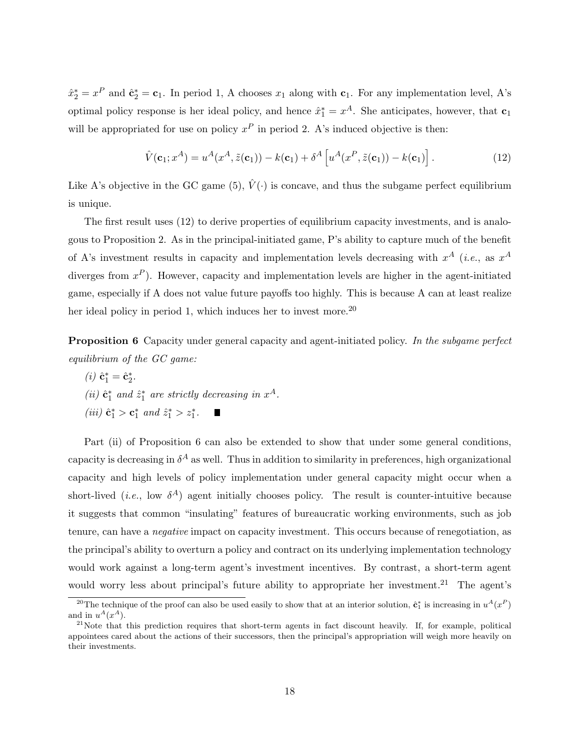$\hat{x}_2^* = x^P$ and $\hat{\mathbf{c}}_2^* = \mathbf{c}_1$. In period 1, A chooses $x_1$ along with $\mathbf{c}_1$. For any implementation level, A's optimal policy response is her ideal policy, and hence $\hat{x}_1^* = x^A$. She anticipates, however, that $\mathbf{c}_1$ will be appropriated for use on policy $x^P$ in period 2. A's induced objective is then:

$$\hat{V}(\mathbf{c}_1; x^A) = u^A(x^A, \tilde{z}(\mathbf{c}_1)) - k(\mathbf{c}_1) + \delta^A \left[ u^A(x^P, \tilde{z}(\mathbf{c}_1)) - k(\mathbf{c}_1) \right]. \tag{12}$$

Like A's objective in the GC game (5), $\hat{V}(\cdot)$ is concave, and thus the subgame perfect equilibrium is unique.

The first result uses (12) to derive properties of equilibrium capacity investments, and is analogous to Proposition 2. As in the principal-initiated game, P's ability to capture much of the benefit of A's investment results in capacity and implementation levels decreasing with $x^A$ (*i.e.*, as $x^A$ diverges from $x^P$). However, capacity and implementation levels are higher in the agent-initiated game, especially if A does not value future payoffs too highly. This is because A can at least realize her ideal policy in period 1, which induces her to invest more.[20]

**Proposition 6** Capacity under general capacity and agent-initiated policy. *In the subgame perfect equilibrium of the GC game:*

*(i)* $\hat{\mathbf{c}}_1^* = \hat{\mathbf{c}}_2^*$.

*(ii)* $\hat{\mathbf{c}}_1^*$ *and* $\hat{z}_1^*$ *are strictly decreasing in* $x^A$.

*(iii)* $\hat{\mathbf{c}}_1^* > \mathbf{c}_1^*$ *and* $\hat{z}_1^* > z_1^*$. ■

Part (ii) of Proposition 6 can also be extended to show that under some general conditions, capacity is decreasing in $\delta^A$ as well. Thus in addition to similarity in preferences, high organizational capacity and high levels of policy implementation under general capacity might occur when a short-lived (*i.e.*, low $\delta^A$) agent initially chooses policy. The result is counter-intuitive because it suggests that common "insulating" features of bureaucratic working environments, such as job tenure, can have a *negative* impact on capacity investment. This occurs because of renegotiation, as the principal's ability to overturn a policy and contract on its underlying implementation technology would work against a long-term agent's investment incentives. By contrast, a short-term agent would worry less about principal's future ability to appropriate her investment.[21] The agent's

---

[20] The technique of the proof can also be used easily to show that at an interior solution, $\hat{\mathbf{c}}_1^*$ is increasing in $u^A(x^P)$ and in $u^A(x^A)$.

[21] Note that this prediction requires that short-term agents in fact discount heavily. If, for example, political appointees cared about the actions of their successors, then the principal's appropriation will weigh more heavily on their investments.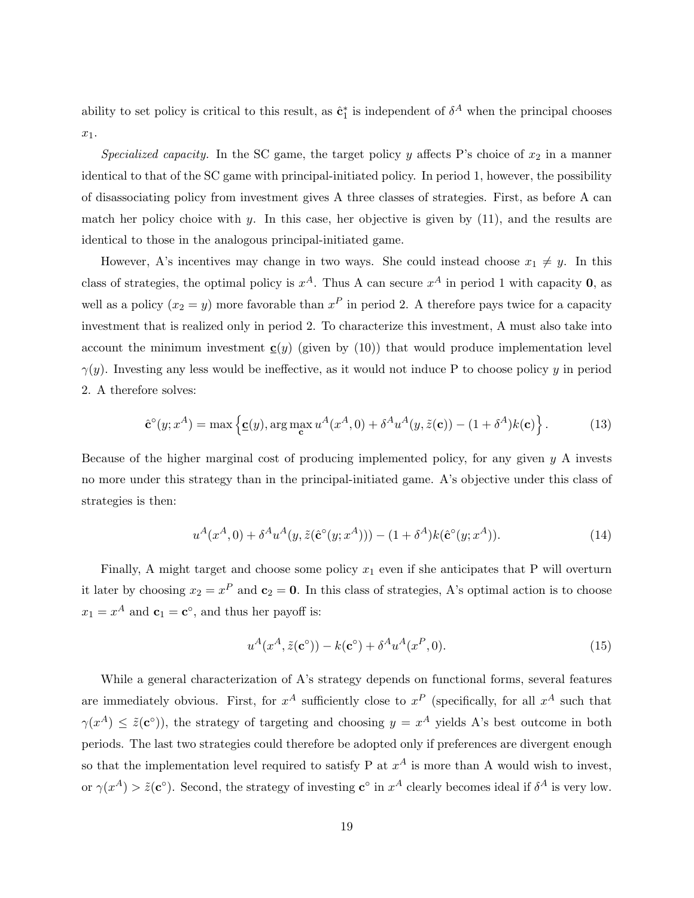ability to set policy is critical to this result, as $\hat{\mathbf{c}}_1^*$ is independent of $\delta^A$ when the principal chooses $x_1$.

*Specialized capacity.* In the SC game, the target policy $y$ affects P's choice of $x_2$ in a manner identical to that of the SC game with principal-initiated policy. In period 1, however, the possibility of disassociating policy from investment gives A three classes of strategies. First, as before A can match her policy choice with $y$. In this case, her objective is given by (11), and the results are identical to those in the analogous principal-initiated game.

However, A's incentives may change in two ways. She could instead choose $x_1 \neq y$. In this class of strategies, the optimal policy is $x^A$. Thus A can secure $x^A$ in period 1 with capacity $\mathbf{0}$, as well as a policy ($x_2 = y$) more favorable than $x^P$ in period 2. A therefore pays twice for a capacity investment that is realized only in period 2. To characterize this investment, A must also take into account the minimum investment $\underline{\mathbf{c}}(y)$ (given by (10)) that would produce implementation level $\gamma(y)$. Investing any less would be ineffective, as it would not induce P to choose policy $y$ in period 2. A therefore solves:

$$\hat{\mathbf{c}}^{\circ}(y; x^A) = \max\left\{\underline{\mathbf{c}}(y), \arg\max_{\mathbf{c}} u^A(x^A, 0) + \delta^A u^A(y, \tilde{z}(\mathbf{c})) - (1+\delta^A)k(\mathbf{c})\right\}. \tag{13}$$

Because of the higher marginal cost of producing implemented policy, for any given $y$ A invests no more under this strategy than in the principal-initiated game. A's objective under this class of strategies is then:

$$u^A(x^A, 0) + \delta^A u^A(y, \tilde{z}(\hat{\mathbf{c}}^{\circ}(y; x^A))) - (1+\delta^A)k(\hat{\mathbf{c}}^{\circ}(y; x^A)). \tag{14}$$

Finally, A might target and choose some policy $x_1$ even if she anticipates that P will overturn it later by choosing $x_2 = x^P$ and $\mathbf{c}_2 = \mathbf{0}$. In this class of strategies, A's optimal action is to choose $x_1 = x^A$ and $\mathbf{c}_1 = \mathbf{c}^{\circ}$, and thus her payoff is:

$$u^A(x^A, \tilde{z}(\mathbf{c}^{\circ})) - k(\mathbf{c}^{\circ}) + \delta^A u^A(x^P, 0). \tag{15}$$

While a general characterization of A's strategy depends on functional forms, several features are immediately obvious. First, for $x^A$ sufficiently close to $x^P$ (specifically, for all $x^A$ such that $\gamma(x^A) \leq \tilde{z}(\mathbf{c}^{\circ})$), the strategy of targeting and choosing $y = x^A$ yields A's best outcome in both periods. The last two strategies could therefore be adopted only if preferences are divergent enough so that the implementation level required to satisfy P at $x^A$ is more than A would wish to invest, or $\gamma(x^A) > \tilde{z}(\mathbf{c}^{\circ})$. Second, the strategy of investing $\mathbf{c}^{\circ}$ in $x^A$ clearly becomes ideal if $\delta^A$ is very low.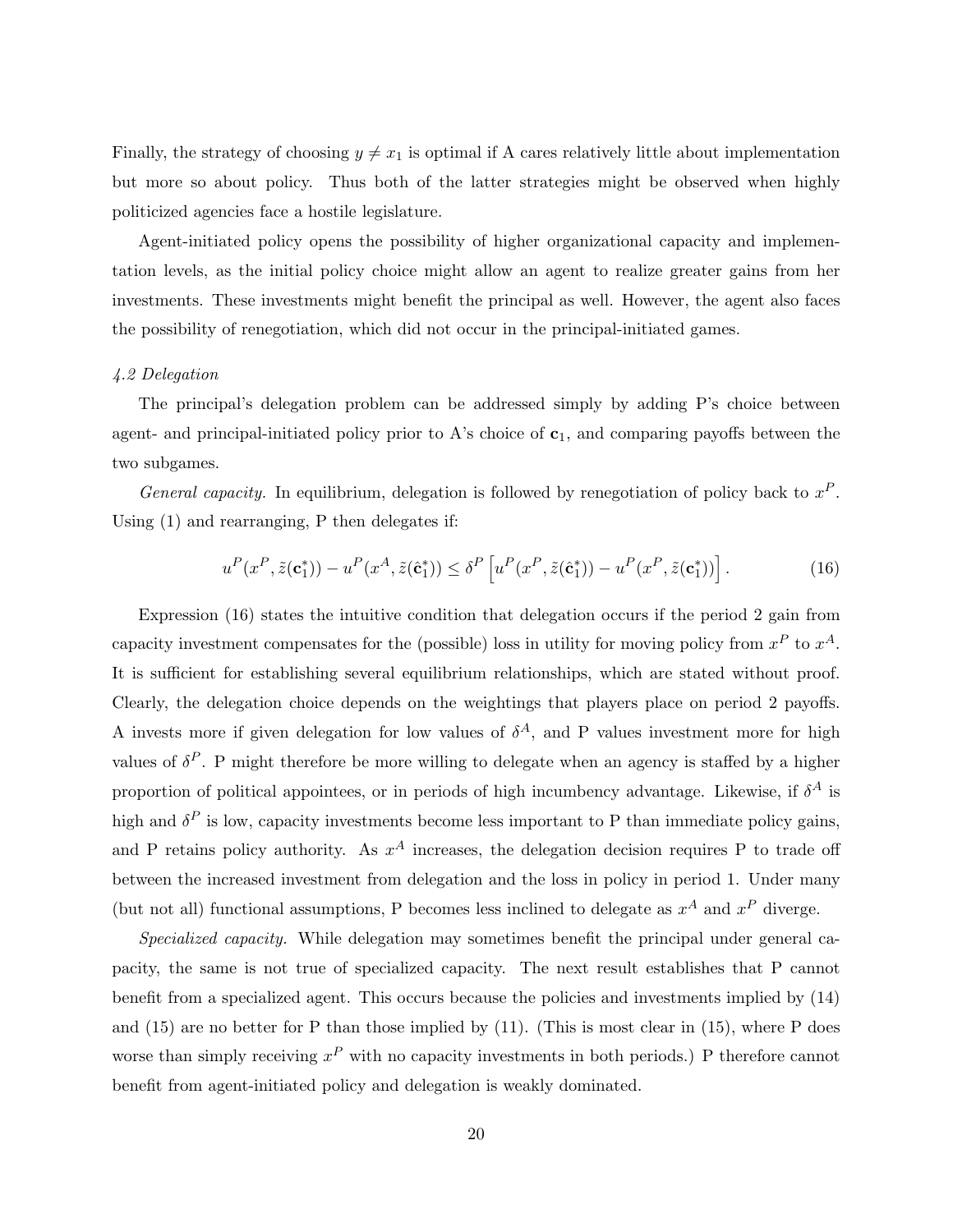Finally, the strategy of choosing $y \neq x_1$ is optimal if A cares relatively little about implementation but more so about policy. Thus both of the latter strategies might be observed when highly politicized agencies face a hostile legislature.

Agent-initiated policy opens the possibility of higher organizational capacity and implementation levels, as the initial policy choice might allow an agent to realize greater gains from her investments. These investments might benefit the principal as well. However, the agent also faces the possibility of renegotiation, which did not occur in the principal-initiated games.

*4.2 Delegation*

The principal's delegation problem can be addressed simply by adding P's choice between agent- and principal-initiated policy prior to A's choice of $\mathbf{c}_1$, and comparing payoffs between the two subgames.

*General capacity.* In equilibrium, delegation is followed by renegotiation of policy back to $x^P$. Using (1) and rearranging, P then delegates if:

$$u^P(x^P, \tilde{z}(\mathbf{c}_1^*)) - u^P(x^A, \tilde{z}(\hat{\mathbf{c}}_1^*)) \leq \delta^P \left[ u^P(x^P, \tilde{z}(\hat{\mathbf{c}}_1^*)) - u^P(x^P, \tilde{z}(\mathbf{c}_1^*)) \right]. \tag{16}$$

Expression (16) states the intuitive condition that delegation occurs if the period 2 gain from capacity investment compensates for the (possible) loss in utility for moving policy from $x^P$ to $x^A$. It is sufficient for establishing several equilibrium relationships, which are stated without proof. Clearly, the delegation choice depends on the weightings that players place on period 2 payoffs. A invests more if given delegation for low values of $\delta^A$, and P values investment more for high values of $\delta^P$. P might therefore be more willing to delegate when an agency is staffed by a higher proportion of political appointees, or in periods of high incumbency advantage. Likewise, if $\delta^A$ is high and $\delta^P$ is low, capacity investments become less important to P than immediate policy gains, and P retains policy authority. As $x^A$ increases, the delegation decision requires P to trade off between the increased investment from delegation and the loss in policy in period 1. Under many (but not all) functional assumptions, P becomes less inclined to delegate as $x^A$ and $x^P$ diverge.

*Specialized capacity.* While delegation may sometimes benefit the principal under general capacity, the same is not true of specialized capacity. The next result establishes that P cannot benefit from a specialized agent. This occurs because the policies and investments implied by (14) and (15) are no better for P than those implied by (11). (This is most clear in (15), where P does worse than simply receiving $x^P$ with no capacity investments in both periods.) P therefore cannot benefit from agent-initiated policy and delegation is weakly dominated.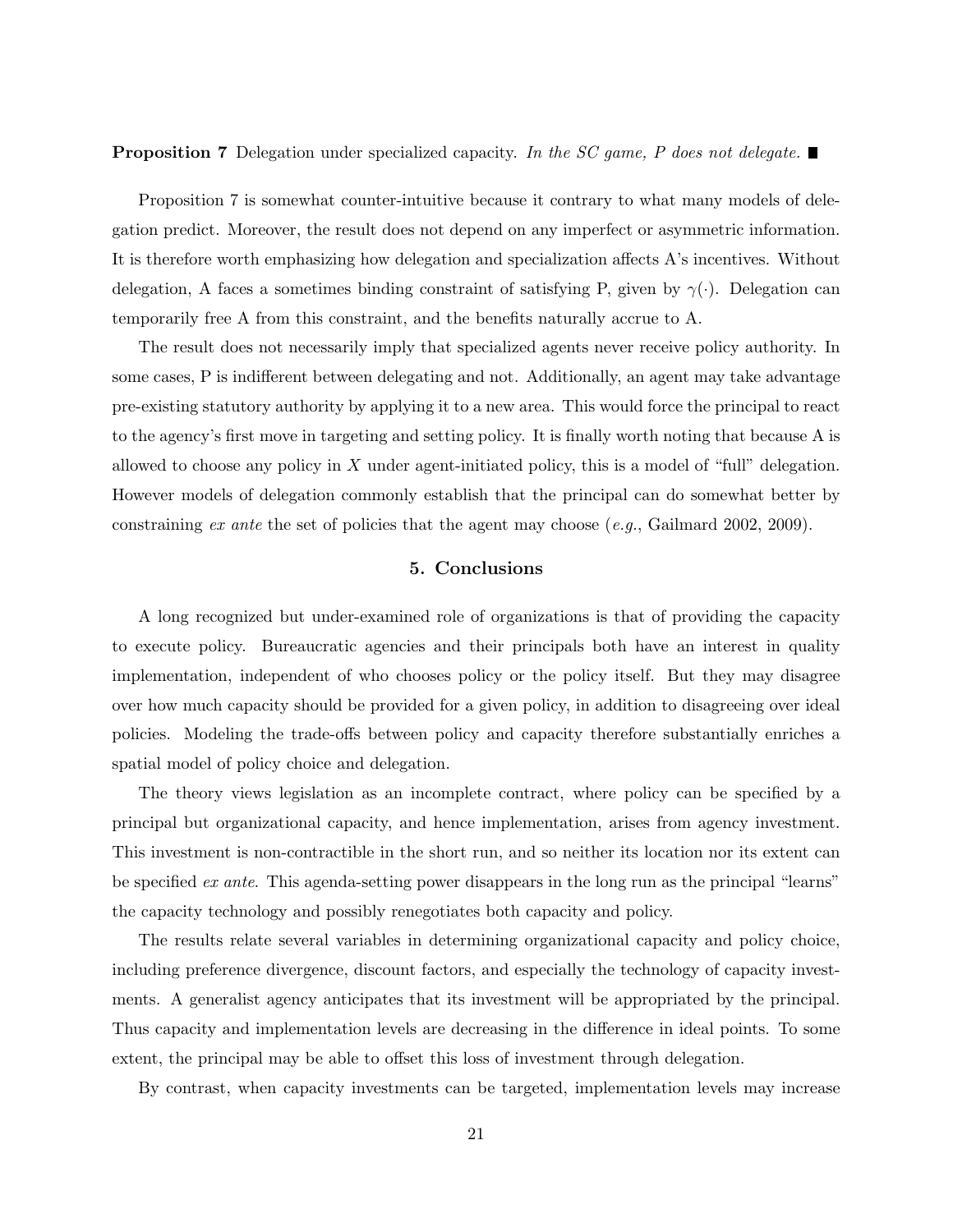**Proposition 7** Delegation under specialized capacity. *In the SC game, P does not delegate.* ■

Proposition 7 is somewhat counter-intuitive because it contrary to what many models of delegation predict. Moreover, the result does not depend on any imperfect or asymmetric information. It is therefore worth emphasizing how delegation and specialization affects A's incentives. Without delegation, A faces a sometimes binding constraint of satisfying P, given by $\gamma(\cdot)$. Delegation can temporarily free A from this constraint, and the benefits naturally accrue to A.

The result does not necessarily imply that specialized agents never receive policy authority. In some cases, P is indifferent between delegating and not. Additionally, an agent may take advantage pre-existing statutory authority by applying it to a new area. This would force the principal to react to the agency's first move in targeting and setting policy. It is finally worth noting that because A is allowed to choose any policy in $X$ under agent-initiated policy, this is a model of "full" delegation. However models of delegation commonly establish that the principal can do somewhat better by constraining *ex ante* the set of policies that the agent may choose (*e.g.*, Gailmard 2002, 2009).

## 5. Conclusions

A long recognized but under-examined role of organizations is that of providing the capacity to execute policy. Bureaucratic agencies and their principals both have an interest in quality implementation, independent of who chooses policy or the policy itself. But they may disagree over how much capacity should be provided for a given policy, in addition to disagreeing over ideal policies. Modeling the trade-offs between policy and capacity therefore substantially enriches a spatial model of policy choice and delegation.

The theory views legislation as an incomplete contract, where policy can be specified by a principal but organizational capacity, and hence implementation, arises from agency investment. This investment is non-contractible in the short run, and so neither its location nor its extent can be specified *ex ante*. This agenda-setting power disappears in the long run as the principal "learns" the capacity technology and possibly renegotiates both capacity and policy.

The results relate several variables in determining organizational capacity and policy choice, including preference divergence, discount factors, and especially the technology of capacity investments. A generalist agency anticipates that its investment will be appropriated by the principal. Thus capacity and implementation levels are decreasing in the difference in ideal points. To some extent, the principal may be able to offset this loss of investment through delegation.

By contrast, when capacity investments can be targeted, implementation levels may increase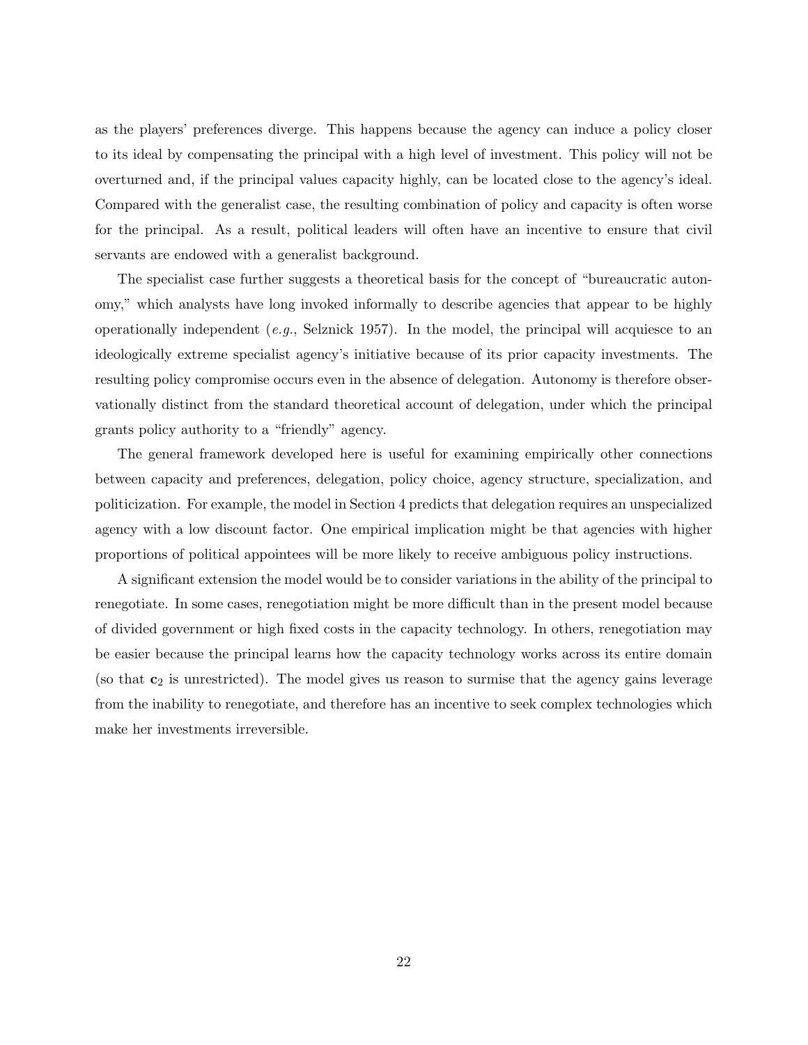as the players' preferences diverge. This happens because the agency can induce a policy closer to its ideal by compensating the principal with a high level of investment. This policy will not be overturned and, if the principal values capacity highly, can be located close to the agency's ideal. Compared with the generalist case, the resulting combination of policy and capacity is often worse for the principal. As a result, political leaders will often have an incentive to ensure that civil servants are endowed with a generalist background.

The specialist case further suggests a theoretical basis for the concept of "bureaucratic autonomy," which analysts have long invoked informally to describe agencies that appear to be highly operationally independent (*e.g.*, Selznick 1957). In the model, the principal will acquiesce to an ideologically extreme specialist agency's initiative because of its prior capacity investments. The resulting policy compromise occurs even in the absence of delegation. Autonomy is therefore observationally distinct from the standard theoretical account of delegation, under which the principal grants policy authority to a "friendly" agency.

The general framework developed here is useful for examining empirically other connections between capacity and preferences, delegation, policy choice, agency structure, specialization, and politicization. For example, the model in Section 4 predicts that delegation requires an unspecialized agency with a low discount factor. One empirical implication might be that agencies with higher proportions of political appointees will be more likely to receive ambiguous policy instructions.

A significant extension the model would be to consider variations in the ability of the principal to renegotiate. In some cases, renegotiation might be more difficult than in the present model because of divided government or high fixed costs in the capacity technology. In others, renegotiation may be easier because the principal learns how the capacity technology works across its entire domain (so that $\mathbf{c}_2$ is unrestricted). The model gives us reason to surmise that the agency gains leverage from the inability to renegotiate, and therefore has an incentive to seek complex technologies which make her investments irreversible.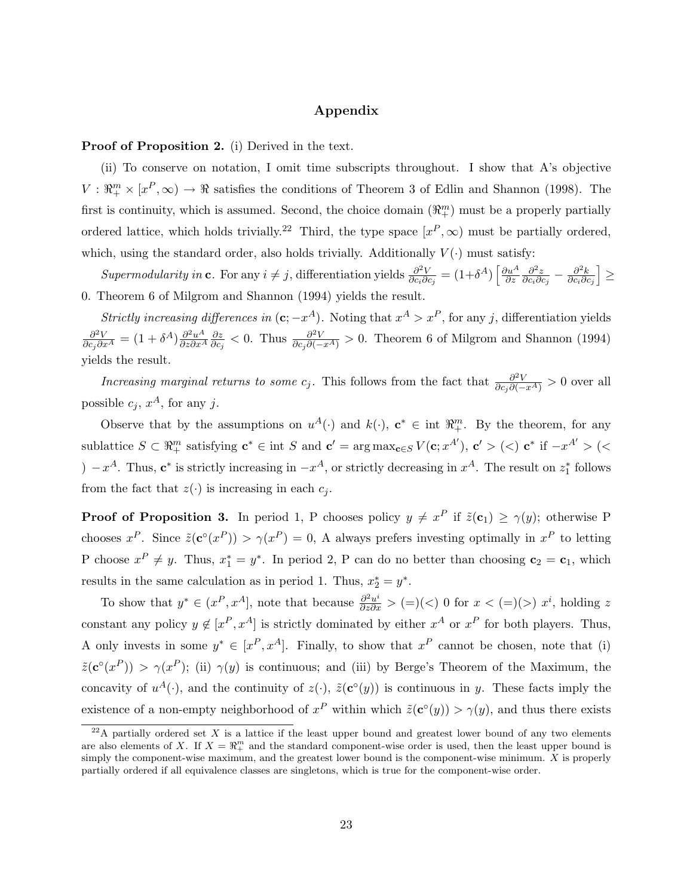## Appendix

**Proof of Proposition 2.** (i) Derived in the text.

(ii) To conserve on notation, I omit time subscripts throughout. I show that A's objective $V : \Re^m_+ \times [x^P, \infty) \to \Re$ satisfies the conditions of Theorem 3 of Edlin and Shannon (1998). The first is continuity, which is assumed. Second, the choice domain ($\Re^m_+$) must be a properly partially ordered lattice, which holds trivially.[22] Third, the type space $[x^P, \infty)$ must be partially ordered, which, using the standard order, also holds trivially. Additionally $V(\cdot)$ must satisfy:

*Supermodularity in* $\mathbf{c}$. For any $i \neq j$, differentiation yields $\frac{\partial^2 V}{\partial c_i \partial c_j} = (1+\delta^A)\left[\frac{\partial u^A}{\partial z}\frac{\partial^2 z}{\partial c_i \partial c_j} - \frac{\partial^2 k}{\partial c_i \partial c_j}\right] \geq 0$. Theorem 6 of Milgrom and Shannon (1994) yields the result.

*Strictly increasing differences in* $(\mathbf{c}; -x^A)$. Noting that $x^A > x^P$, for any $j$, differentiation yields $\frac{\partial^2 V}{\partial c_j \partial x^A} = (1+\delta^A)\frac{\partial^2 u^A}{\partial z \partial x^A}\frac{\partial z}{\partial c_j} < 0$. Thus $\frac{\partial^2 V}{\partial c_j \partial(-x^A)} > 0$. Theorem 6 of Milgrom and Shannon (1994) yields the result.

*Increasing marginal returns to some* $c_j$. This follows from the fact that $\frac{\partial^2 V}{\partial c_j \partial(-x^A)} > 0$ over all possible $c_j$, $x^A$, for any $j$.

Observe that by the assumptions on $u^A(\cdot)$ and $k(\cdot)$, $\mathbf{c}^* \in$ int $\Re^m_+$. By the theorem, for any sublattice $S \subset \Re^m_+$ satisfying $\mathbf{c}^* \in$ int $S$ and $\mathbf{c}' = \arg\max_{\mathbf{c} \in S} V(\mathbf{c}; x^{A'})$, $\mathbf{c}' > (<)\ \mathbf{c}^*$ if $-x^{A'} > (<)\ -x^A$. Thus, $\mathbf{c}^*$ is strictly increasing in $-x^A$, or strictly decreasing in $x^A$. The result on $z_1^*$ follows from the fact that $z(\cdot)$ is increasing in each $c_j$.

**Proof of Proposition 3.** In period 1, P chooses policy $y \neq x^P$ if $\tilde{z}(\mathbf{c}_1) \geq \gamma(y)$; otherwise P chooses $x^P$. Since $\tilde{z}(\mathbf{c}^\circ(x^P)) > \gamma(x^P) = 0$, A always prefers investing optimally in $x^P$ to letting P choose $x^P \neq y$. Thus, $x_1^* = y^*$. In period 2, P can do no better than choosing $\mathbf{c}_2 = \mathbf{c}_1$, which results in the same calculation as in period 1. Thus, $x_2^* = y^*$.

To show that $y^* \in (x^P, x^A]$, note that because $\frac{\partial^2 u^i}{\partial z \partial x} > (=)(<)\ 0$ for $x < (=)(>)\ x^i$, holding $z$ constant any policy $y \notin [x^P, x^A]$ is strictly dominated by either $x^A$ or $x^P$ for both players. Thus, A only invests in some $y^* \in [x^P, x^A]$. Finally, to show that $x^P$ cannot be chosen, note that (i) $\tilde{z}(\mathbf{c}^\circ(x^P)) > \gamma(x^P)$; (ii) $\gamma(y)$ is continuous; and (iii) by Berge's Theorem of the Maximum, the concavity of $u^A(\cdot)$, and the continuity of $z(\cdot)$, $\tilde{z}(\mathbf{c}^\circ(y))$ is continuous in $y$. These facts imply the existence of a non-empty neighborhood of $x^P$ within which $\tilde{z}(\mathbf{c}^\circ(y)) > \gamma(y)$, and thus there exists

[22] A partially ordered set $X$ is a lattice if the least upper bound and greatest lower bound of any two elements are also elements of $X$. If $X = \Re^m_+$ and the standard component-wise order is used, then the least upper bound is simply the component-wise maximum, and the greatest lower bound is the component-wise minimum. $X$ is properly partially ordered if all equivalence classes are singletons, which is true for the component-wise order.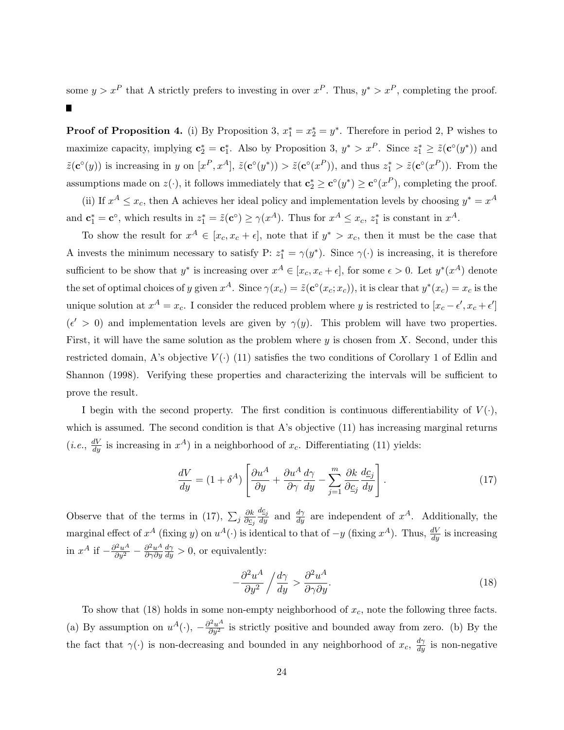some $y > x^P$ that A strictly prefers to investing in over $x^P$. Thus, $y^* > x^P$, completing the proof. ∎

**Proof of Proposition 4.** (i) By Proposition 3, $x_1^* = x_2^* = y^*$. Therefore in period 2, P wishes to maximize capacity, implying $\mathbf{c}_2^* = \mathbf{c}_1^*$. Also by Proposition 3, $y^* > x^P$. Since $z_1^* \geq \tilde{z}(\mathbf{c}^\circ(y^*))$ and $\tilde{z}(\mathbf{c}^\circ(y))$ is increasing in $y$ on $[x^P, x^A]$, $\tilde{z}(\mathbf{c}^\circ(y^*)) > \tilde{z}(\mathbf{c}^\circ(x^P))$, and thus $z_1^* > \tilde{z}(\mathbf{c}^\circ(x^P))$. From the assumptions made on $z(\cdot)$, it follows immediately that $\mathbf{c}_2^* \geq \mathbf{c}^\circ(y^*) \geq \mathbf{c}^\circ(x^P)$, completing the proof.

(ii) If $x^A \leq x_c$, then A achieves her ideal policy and implementation levels by choosing $y^* = x^A$ and $\mathbf{c}_1^* = \mathbf{c}^\circ$, which results in $z_1^* = \tilde{z}(\mathbf{c}^\circ) \geq \gamma(x^A)$. Thus for $x^A \leq x_c$, $z_1^*$ is constant in $x^A$.

To show the result for $x^A \in [x_c, x_c + \epsilon]$, note that if $y^* > x_c$, then it must be the case that A invests the minimum necessary to satisfy P: $z_1^* = \gamma(y^*)$. Since $\gamma(\cdot)$ is increasing, it is therefore sufficient to be show that $y^*$ is increasing over $x^A \in [x_c, x_c + \epsilon]$, for some $\epsilon > 0$. Let $y^*(x^A)$ denote the set of optimal choices of $y$ given $x^A$. Since $\gamma(x_c) = \tilde{z}(\mathbf{c}^\circ(x_c; x_c))$, it is clear that $y^*(x_c) = x_c$ is the unique solution at $x^A = x_c$. I consider the reduced problem where $y$ is restricted to $[x_c - \epsilon', x_c + \epsilon']$ ($\epsilon' > 0$) and implementation levels are given by $\gamma(y)$. This problem will have two properties. First, it will have the same solution as the problem where $y$ is chosen from $X$. Second, under this restricted domain, A's objective $V(\cdot)$ (11) satisfies the two conditions of Corollary 1 of Edlin and Shannon (1998). Verifying these properties and characterizing the intervals will be sufficient to prove the result.

I begin with the second property. The first condition is continuous differentiability of $V(\cdot)$, which is assumed. The second condition is that A's objective (11) has increasing marginal returns (*i.e.*, $\frac{dV}{dy}$ is increasing in $x^A$) in a neighborhood of $x_c$. Differentiating (11) yields:

$$\frac{dV}{dy} = (1 + \delta^A) \left[ \frac{\partial u^A}{\partial y} + \frac{\partial u^A}{\partial \gamma} \frac{d\gamma}{dy} - \sum_{j=1}^{m} \frac{\partial k}{\partial \underline{c}_j} \frac{d\underline{c}_j}{dy} \right]. \tag{17}$$

Observe that of the terms in (17), $\sum_j \frac{\partial k}{\partial \underline{c}_j} \frac{d\underline{c}_j}{dy}$ and $\frac{d\gamma}{dy}$ are independent of $x^A$. Additionally, the marginal effect of $x^A$ (fixing $y$) on $u^A(\cdot)$ is identical to that of $-y$ (fixing $x^A$). Thus, $\frac{dV}{dy}$ is increasing in $x^A$ if $-\frac{\partial^2 u^A}{\partial y^2} - \frac{\partial^2 u^A}{\partial \gamma \partial y} \frac{d\gamma}{dy} > 0$, or equivalently:

$$-\frac{\partial^2 u^A}{\partial y^2} \Big/ \frac{d\gamma}{dy} > \frac{\partial^2 u^A}{\partial \gamma \partial y}. \tag{18}$$

To show that (18) holds in some non-empty neighborhood of $x_c$, note the following three facts. (a) By assumption on $u^A(\cdot)$, $-\frac{\partial^2 u^A}{\partial y^2}$ is strictly positive and bounded away from zero. (b) By the the fact that $\gamma(\cdot)$ is non-decreasing and bounded in any neighborhood of $x_c$, $\frac{d\gamma}{dy}$ is non-negative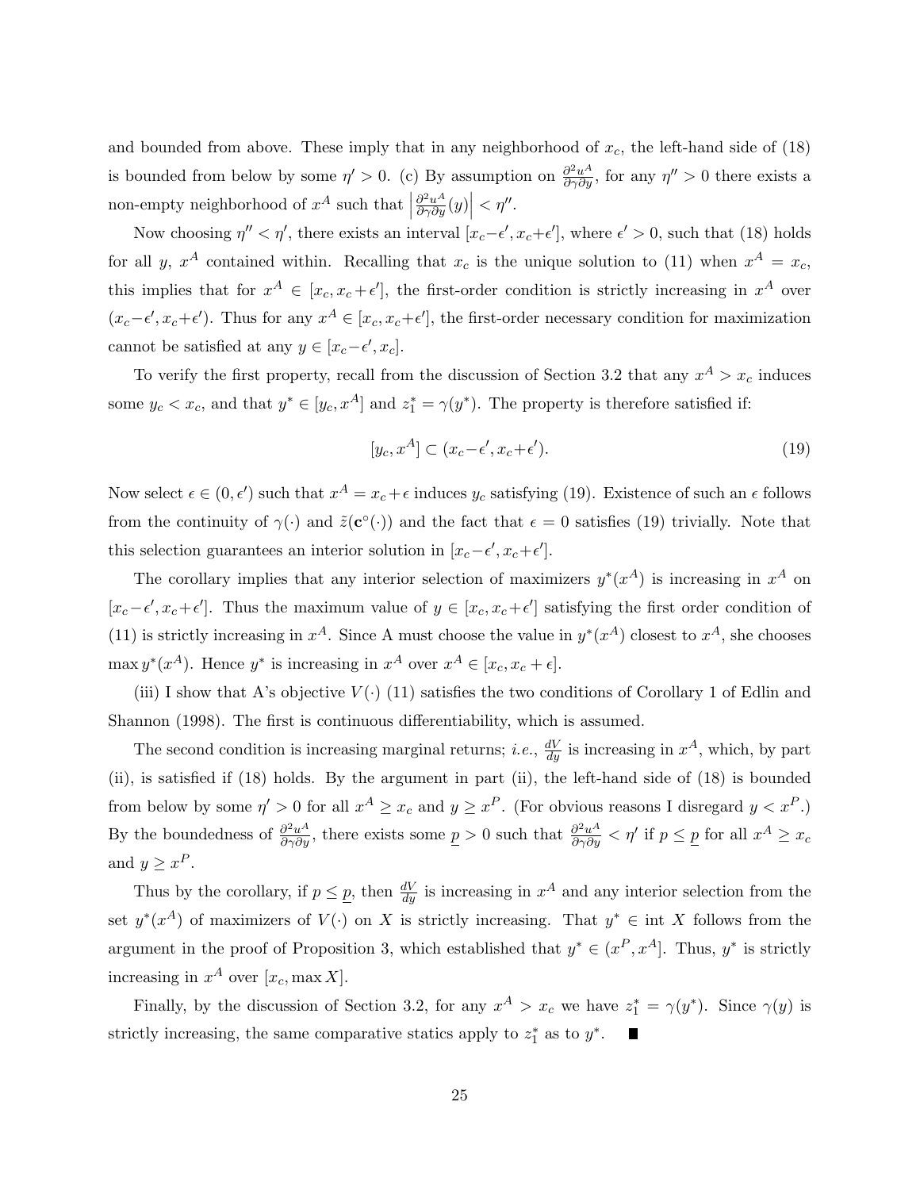and bounded from above. These imply that in any neighborhood of $x_c$, the left-hand side of (18) is bounded from below by some $\eta' > 0$. (c) By assumption on $\frac{\partial^2 u^A}{\partial \gamma \partial y}$, for any $\eta'' > 0$ there exists a non-empty neighborhood of $x^A$ such that $\left|\frac{\partial^2 u^A}{\partial \gamma \partial y}(y)\right| < \eta''$.

Now choosing $\eta'' < \eta'$, there exists an interval $[x_c - \epsilon', x_c + \epsilon']$, where $\epsilon' > 0$, such that (18) holds for all $y$, $x^A$ contained within. Recalling that $x_c$ is the unique solution to (11) when $x^A = x_c$, this implies that for $x^A \in [x_c, x_c + \epsilon']$, the first-order condition is strictly increasing in $x^A$ over $(x_c - \epsilon', x_c + \epsilon')$. Thus for any $x^A \in [x_c, x_c + \epsilon']$, the first-order necessary condition for maximization cannot be satisfied at any $y \in [x_c - \epsilon', x_c]$.

To verify the first property, recall from the discussion of Section 3.2 that any $x^A > x_c$ induces some $y_c < x_c$, and that $y^* \in [y_c, x^A]$ and $z_1^* = \gamma(y^*)$. The property is therefore satisfied if:

$$[y_c, x^A] \subset (x_c - \epsilon', x_c + \epsilon'). \tag{19}$$

Now select $\epsilon \in (0, \epsilon')$ such that $x^A = x_c + \epsilon$ induces $y_c$ satisfying (19). Existence of such an $\epsilon$ follows from the continuity of $\gamma(\cdot)$ and $\tilde{z}(\mathbf{c}^\circ(\cdot))$ and the fact that $\epsilon = 0$ satisfies (19) trivially. Note that this selection guarantees an interior solution in $[x_c - \epsilon', x_c + \epsilon']$.

The corollary implies that any interior selection of maximizers $y^*(x^A)$ is increasing in $x^A$ on $[x_c - \epsilon', x_c + \epsilon']$. Thus the maximum value of $y \in [x_c, x_c + \epsilon']$ satisfying the first order condition of (11) is strictly increasing in $x^A$. Since A must choose the value in $y^*(x^A)$ closest to $x^A$, she chooses $\max y^*(x^A)$. Hence $y^*$ is increasing in $x^A$ over $x^A \in [x_c, x_c + \epsilon]$.

(iii) I show that A's objective $V(\cdot)$ (11) satisfies the two conditions of Corollary 1 of Edlin and Shannon (1998). The first is continuous differentiability, which is assumed.

The second condition is increasing marginal returns; *i.e.*, $\frac{dV}{dy}$ is increasing in $x^A$, which, by part (ii), is satisfied if (18) holds. By the argument in part (ii), the left-hand side of (18) is bounded from below by some $\eta' > 0$ for all $x^A \geq x_c$ and $y \geq x^P$. (For obvious reasons I disregard $y < x^P$.) By the boundedness of $\frac{\partial^2 u^A}{\partial \gamma \partial y}$, there exists some $\underline{p} > 0$ such that $\frac{\partial^2 u^A}{\partial \gamma \partial y} < \eta'$ if $p \leq \underline{p}$ for all $x^A \geq x_c$ and $y \geq x^P$.

Thus by the corollary, if $p \leq \underline{p}$, then $\frac{dV}{dy}$ is increasing in $x^A$ and any interior selection from the set $y^*(x^A)$ of maximizers of $V(\cdot)$ on $X$ is strictly increasing. That $y^* \in \text{int } X$ follows from the argument in the proof of Proposition 3, which established that $y^* \in (x^P, x^A]$. Thus, $y^*$ is strictly increasing in $x^A$ over $[x_c, \max X]$.

Finally, by the discussion of Section 3.2, for any $x^A > x_c$ we have $z_1^* = \gamma(y^*)$. Since $\gamma(y)$ is strictly increasing, the same comparative statics apply to $z_1^*$ as to $y^*$. ∎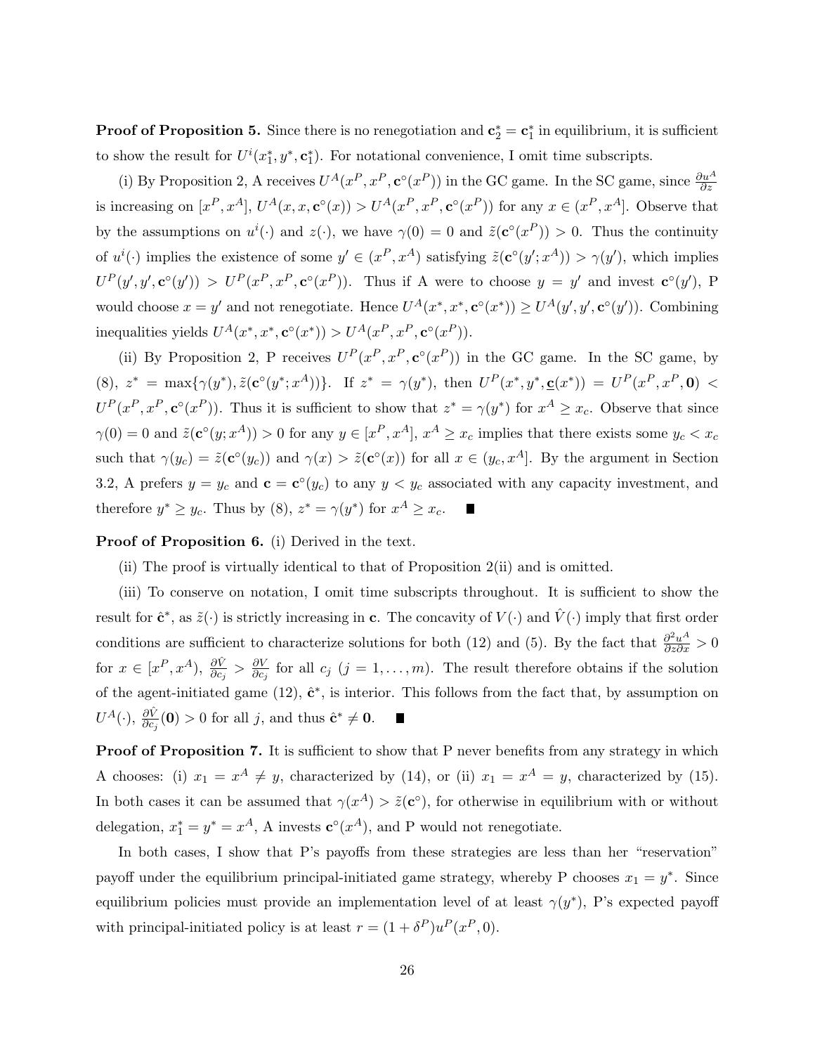**Proof of Proposition 5.** Since there is no renegotiation and $\mathbf{c}_2^* = \mathbf{c}_1^*$ in equilibrium, it is sufficient to show the result for $U^i(x_1^*, y^*, \mathbf{c}_1^*)$. For notational convenience, I omit time subscripts.

(i) By Proposition 2, A receives $U^A(x^P, x^P, \mathbf{c}^\circ(x^P))$ in the GC game. In the SC game, since $\frac{\partial u^A}{\partial z}$ is increasing on $[x^P, x^A]$, $U^A(x, x, \mathbf{c}^\circ(x)) > U^A(x^P, x^P, \mathbf{c}^\circ(x^P))$ for any $x \in (x^P, x^A]$. Observe that by the assumptions on $u^i(\cdot)$ and $z(\cdot)$, we have $\gamma(0) = 0$ and $\tilde{z}(\mathbf{c}^\circ(x^P)) > 0$. Thus the continuity of $u^i(\cdot)$ implies the existence of some $y' \in (x^P, x^A)$ satisfying $\tilde{z}(\mathbf{c}^\circ(y'; x^A)) > \gamma(y')$, which implies $U^P(y', y', \mathbf{c}^\circ(y')) > U^P(x^P, x^P, \mathbf{c}^\circ(x^P))$. Thus if A were to choose $y = y'$ and invest $\mathbf{c}^\circ(y')$, P would choose $x = y'$ and not renegotiate. Hence $U^A(x^*, x^*, \mathbf{c}^\circ(x^*)) \geq U^A(y', y', \mathbf{c}^\circ(y'))$. Combining inequalities yields $U^A(x^*, x^*, \mathbf{c}^\circ(x^*)) > U^A(x^P, x^P, \mathbf{c}^\circ(x^P))$.

(ii) By Proposition 2, P receives $U^P(x^P, x^P, \mathbf{c}^\circ(x^P))$ in the GC game. In the SC game, by (8), $z^* = \max\{\gamma(y^*), \tilde{z}(\mathbf{c}^\circ(y^*; x^A))\}$. If $z^* = \gamma(y^*)$, then $U^P(x^*, y^*, \underline{\mathbf{c}}(x^*)) = U^P(x^P, x^P, \mathbf{0}) < U^P(x^P, x^P, \mathbf{c}^\circ(x^P))$. Thus it is sufficient to show that $z^* = \gamma(y^*)$ for $x^A \geq x_c$. Observe that since $\gamma(0) = 0$ and $\tilde{z}(\mathbf{c}^\circ(y; x^A)) > 0$ for any $y \in [x^P, x^A]$, $x^A \geq x_c$ implies that there exists some $y_c < x_c$ such that $\gamma(y_c) = \tilde{z}(\mathbf{c}^\circ(y_c))$ and $\gamma(x) > \tilde{z}(\mathbf{c}^\circ(x))$ for all $x \in (y_c, x^A]$. By the argument in Section 3.2, A prefers $y = y_c$ and $\mathbf{c} = \mathbf{c}^\circ(y_c)$ to any $y < y_c$ associated with any capacity investment, and therefore $y^* \geq y_c$. Thus by (8), $z^* = \gamma(y^*)$ for $x^A \geq x_c$. ∎

**Proof of Proposition 6.** (i) Derived in the text.

(ii) The proof is virtually identical to that of Proposition 2(ii) and is omitted.

(iii) To conserve on notation, I omit time subscripts throughout. It is sufficient to show the result for $\hat{\mathbf{c}}^*$, as $\tilde{z}(\cdot)$ is strictly increasing in $\mathbf{c}$. The concavity of $V(\cdot)$ and $\hat{V}(\cdot)$ imply that first order conditions are sufficient to characterize solutions for both (12) and (5). By the fact that $\frac{\partial^2 u^A}{\partial z \partial x} > 0$ for $x \in [x^P, x^A)$, $\frac{\partial \hat{V}}{\partial c_j} > \frac{\partial V}{\partial c_j}$ for all $c_j$ $(j = 1, \ldots, m)$. The result therefore obtains if the solution of the agent-initiated game (12), $\hat{\mathbf{c}}^*$, is interior. This follows from the fact that, by assumption on $U^A(\cdot)$, $\frac{\partial \hat{V}}{\partial c_j}(\mathbf{0}) > 0$ for all $j$, and thus $\hat{\mathbf{c}}^* \neq \mathbf{0}$. ∎

**Proof of Proposition 7.** It is sufficient to show that P never benefits from any strategy in which A chooses: (i) $x_1 = x^A \neq y$, characterized by (14), or (ii) $x_1 = x^A = y$, characterized by (15). In both cases it can be assumed that $\gamma(x^A) > \tilde{z}(\mathbf{c}^\circ)$, for otherwise in equilibrium with or without delegation, $x_1^* = y^* = x^A$, A invests $\mathbf{c}^\circ(x^A)$, and P would not renegotiate.

In both cases, I show that P's payoffs from these strategies are less than her "reservation" payoff under the equilibrium principal-initiated game strategy, whereby P chooses $x_1 = y^*$. Since equilibrium policies must provide an implementation level of at least $\gamma(y^*)$, P's expected payoff with principal-initiated policy is at least $r = (1 + \delta^P) u^P(x^P, 0)$.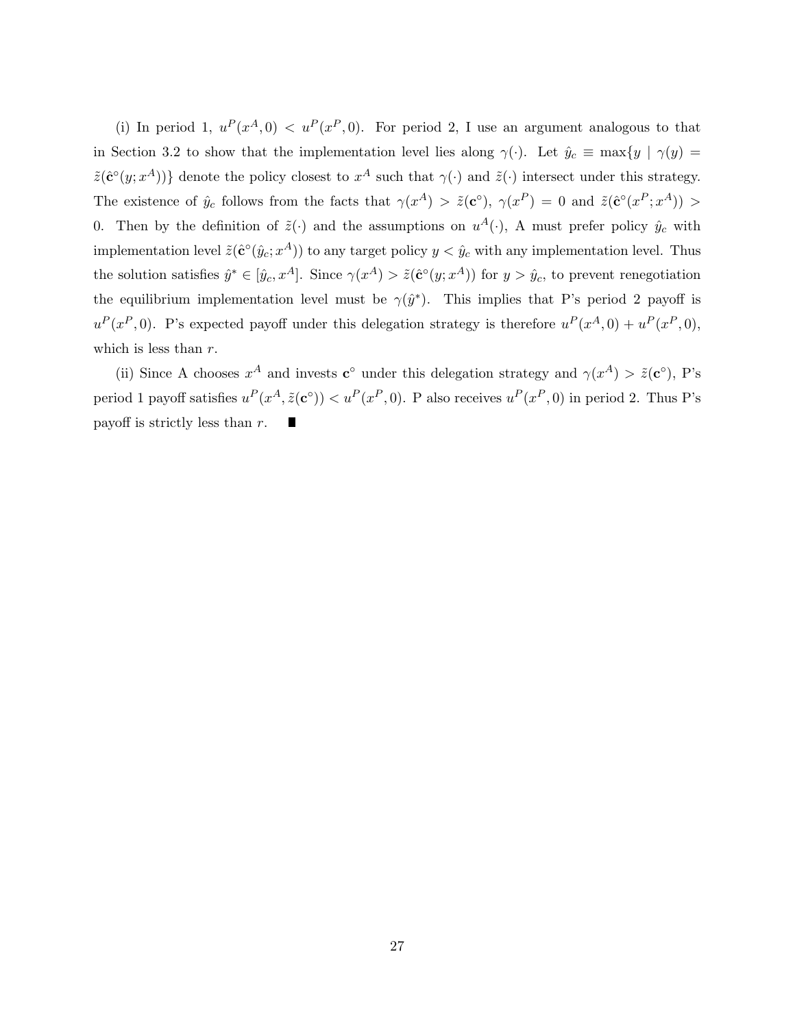(i) In period 1, $u^P(x^A, 0) < u^P(x^P, 0)$. For period 2, I use an argument analogous to that in Section 3.2 to show that the implementation level lies along $\gamma(\cdot)$. Let $\hat{y}_c \equiv \max\{y \mid \gamma(y) = \tilde{z}(\hat{\mathbf{c}}^\circ(y; x^A))\}$ denote the policy closest to $x^A$ such that $\gamma(\cdot)$ and $\tilde{z}(\cdot)$ intersect under this strategy. The existence of $\hat{y}_c$ follows from the facts that $\gamma(x^A) > \tilde{z}(\mathbf{c}^\circ)$, $\gamma(x^P) = 0$ and $\tilde{z}(\hat{\mathbf{c}}^\circ(x^P; x^A)) > 0$. Then by the definition of $\tilde{z}(\cdot)$ and the assumptions on $u^A(\cdot)$, A must prefer policy $\hat{y}_c$ with implementation level $\tilde{z}(\hat{\mathbf{c}}^\circ(\hat{y}_c; x^A))$ to any target policy $y < \hat{y}_c$ with any implementation level. Thus the solution satisfies $\hat{y}^* \in [\hat{y}_c, x^A]$. Since $\gamma(x^A) > \tilde{z}(\hat{\mathbf{c}}^\circ(y; x^A))$ for $y > \hat{y}_c$, to prevent renegotiation the equilibrium implementation level must be $\gamma(\hat{y}^*)$. This implies that P's period 2 payoff is $u^P(x^P, 0)$. P's expected payoff under this delegation strategy is therefore $u^P(x^A, 0) + u^P(x^P, 0)$, which is less than $r$.

(ii) Since A chooses $x^A$ and invests $\mathbf{c}^\circ$ under this delegation strategy and $\gamma(x^A) > \tilde{z}(\mathbf{c}^\circ)$, P's period 1 payoff satisfies $u^P(x^A, \tilde{z}(\mathbf{c}^\circ)) < u^P(x^P, 0)$. P also receives $u^P(x^P, 0)$ in period 2. Thus P's payoff is strictly less than $r$. ∎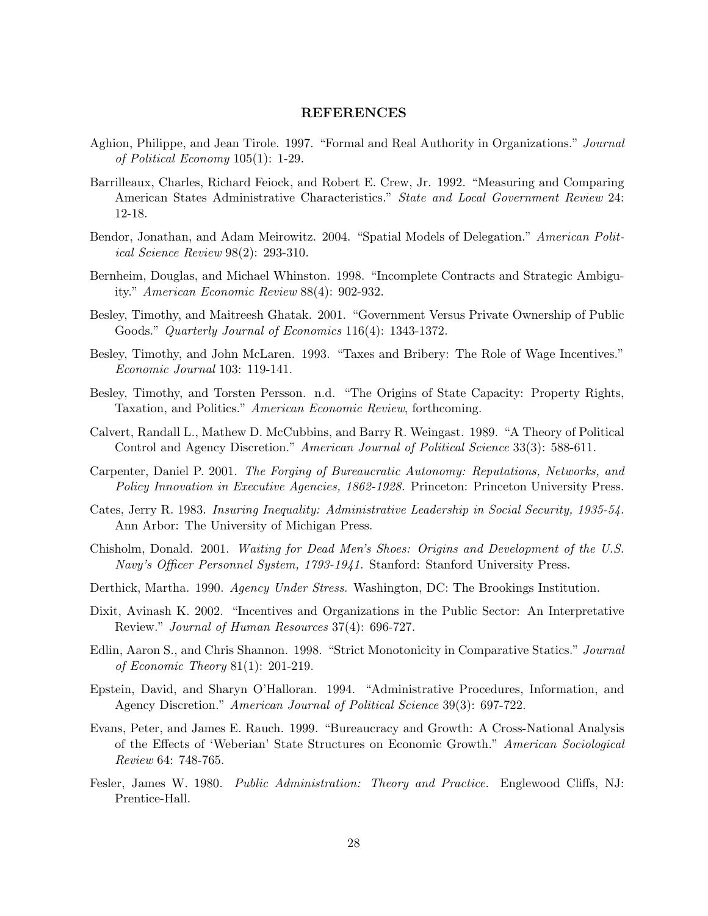## REFERENCES

Aghion, Philippe, and Jean Tirole. 1997. "Formal and Real Authority in Organizations." *Journal of Political Economy* 105(1): 1-29.

Barrilleaux, Charles, Richard Feiock, and Robert E. Crew, Jr. 1992. "Measuring and Comparing American States Administrative Characteristics." *State and Local Government Review* 24: 12-18.

Bendor, Jonathan, and Adam Meirowitz. 2004. "Spatial Models of Delegation." *American Political Science Review* 98(2): 293-310.

Bernheim, Douglas, and Michael Whinston. 1998. "Incomplete Contracts and Strategic Ambiguity." *American Economic Review* 88(4): 902-932.

Besley, Timothy, and Maitreesh Ghatak. 2001. "Government Versus Private Ownership of Public Goods." *Quarterly Journal of Economics* 116(4): 1343-1372.

Besley, Timothy, and John McLaren. 1993. "Taxes and Bribery: The Role of Wage Incentives." *Economic Journal* 103: 119-141.

Besley, Timothy, and Torsten Persson. n.d. "The Origins of State Capacity: Property Rights, Taxation, and Politics." *American Economic Review*, forthcoming.

Calvert, Randall L., Mathew D. McCubbins, and Barry R. Weingast. 1989. "A Theory of Political Control and Agency Discretion." *American Journal of Political Science* 33(3): 588-611.

Carpenter, Daniel P. 2001. *The Forging of Bureaucratic Autonomy: Reputations, Networks, and Policy Innovation in Executive Agencies, 1862-1928.* Princeton: Princeton University Press.

Cates, Jerry R. 1983. *Insuring Inequality: Administrative Leadership in Social Security, 1935-54.* Ann Arbor: The University of Michigan Press.

Chisholm, Donald. 2001. *Waiting for Dead Men's Shoes: Origins and Development of the U.S. Navy's Officer Personnel System, 1793-1941.* Stanford: Stanford University Press.

Derthick, Martha. 1990. *Agency Under Stress.* Washington, DC: The Brookings Institution.

Dixit, Avinash K. 2002. "Incentives and Organizations in the Public Sector: An Interpretative Review." *Journal of Human Resources* 37(4): 696-727.

Edlin, Aaron S., and Chris Shannon. 1998. "Strict Monotonicity in Comparative Statics." *Journal of Economic Theory* 81(1): 201-219.

Epstein, David, and Sharyn O'Halloran. 1994. "Administrative Procedures, Information, and Agency Discretion." *American Journal of Political Science* 39(3): 697-722.

Evans, Peter, and James E. Rauch. 1999. "Bureaucracy and Growth: A Cross-National Analysis of the Effects of 'Weberian' State Structures on Economic Growth." *American Sociological Review* 64: 748-765.

Fesler, James W. 1980. *Public Administration: Theory and Practice.* Englewood Cliffs, NJ: Prentice-Hall.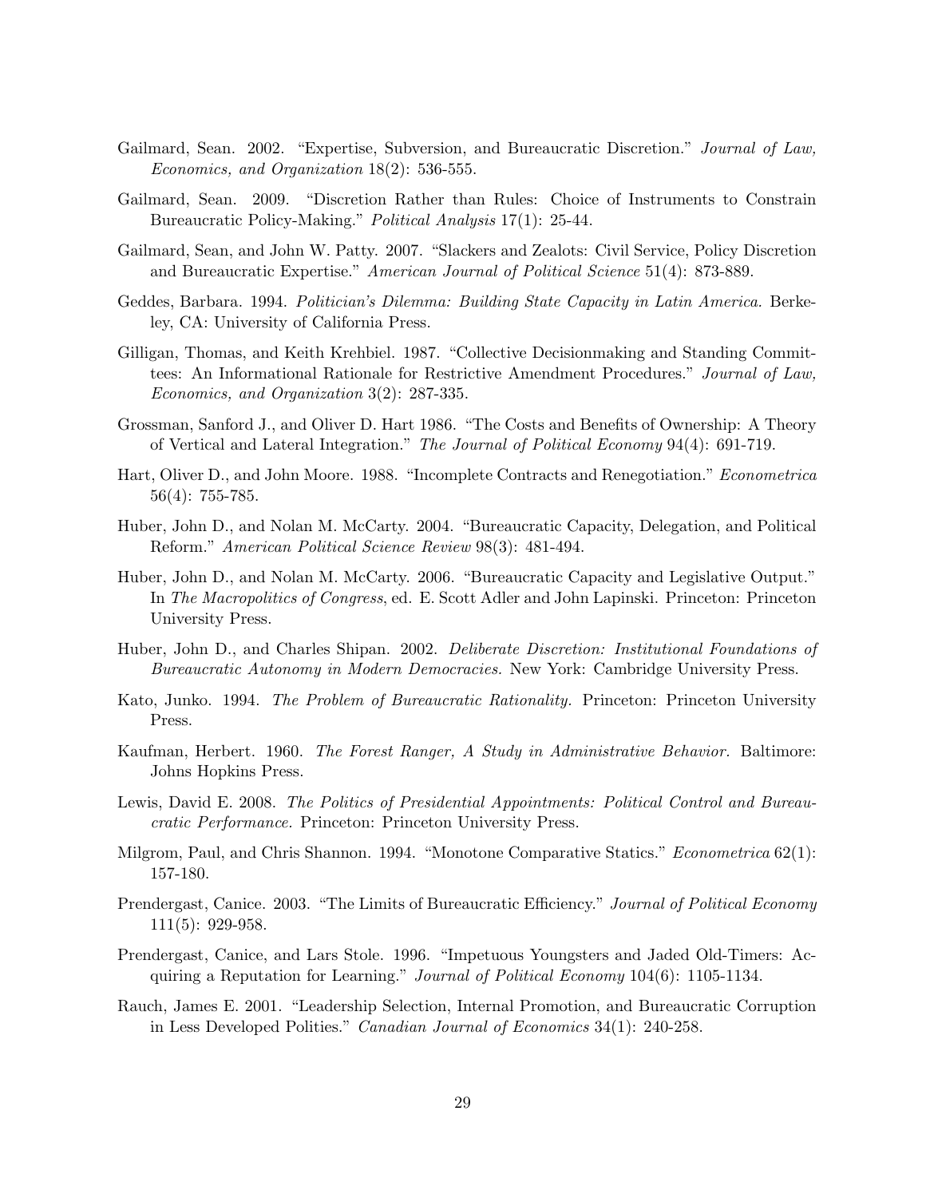Gailmard, Sean. 2002. "Expertise, Subversion, and Bureaucratic Discretion." *Journal of Law, Economics, and Organization* 18(2): 536-555.

Gailmard, Sean. 2009. "Discretion Rather than Rules: Choice of Instruments to Constrain Bureaucratic Policy-Making." *Political Analysis* 17(1): 25-44.

Gailmard, Sean, and John W. Patty. 2007. "Slackers and Zealots: Civil Service, Policy Discretion and Bureaucratic Expertise." *American Journal of Political Science* 51(4): 873-889.

Geddes, Barbara. 1994. *Politician's Dilemma: Building State Capacity in Latin America.* Berkeley, CA: University of California Press.

Gilligan, Thomas, and Keith Krehbiel. 1987. "Collective Decisionmaking and Standing Committees: An Informational Rationale for Restrictive Amendment Procedures." *Journal of Law, Economics, and Organization* 3(2): 287-335.

Grossman, Sanford J., and Oliver D. Hart 1986. "The Costs and Benefits of Ownership: A Theory of Vertical and Lateral Integration." *The Journal of Political Economy* 94(4): 691-719.

Hart, Oliver D., and John Moore. 1988. "Incomplete Contracts and Renegotiation." *Econometrica* 56(4): 755-785.

Huber, John D., and Nolan M. McCarty. 2004. "Bureaucratic Capacity, Delegation, and Political Reform." *American Political Science Review* 98(3): 481-494.

Huber, John D., and Nolan M. McCarty. 2006. "Bureaucratic Capacity and Legislative Output." In *The Macropolitics of Congress*, ed. E. Scott Adler and John Lapinski. Princeton: Princeton University Press.

Huber, John D., and Charles Shipan. 2002. *Deliberate Discretion: Institutional Foundations of Bureaucratic Autonomy in Modern Democracies.* New York: Cambridge University Press.

Kato, Junko. 1994. *The Problem of Bureaucratic Rationality.* Princeton: Princeton University Press.

Kaufman, Herbert. 1960. *The Forest Ranger, A Study in Administrative Behavior.* Baltimore: Johns Hopkins Press.

Lewis, David E. 2008. *The Politics of Presidential Appointments: Political Control and Bureaucratic Performance.* Princeton: Princeton University Press.

Milgrom, Paul, and Chris Shannon. 1994. "Monotone Comparative Statics." *Econometrica* 62(1): 157-180.

Prendergast, Canice. 2003. "The Limits of Bureaucratic Efficiency." *Journal of Political Economy* 111(5): 929-958.

Prendergast, Canice, and Lars Stole. 1996. "Impetuous Youngsters and Jaded Old-Timers: Acquiring a Reputation for Learning." *Journal of Political Economy* 104(6): 1105-1134.

Rauch, James E. 2001. "Leadership Selection, Internal Promotion, and Bureaucratic Corruption in Less Developed Polities." *Canadian Journal of Economics* 34(1): 240-258.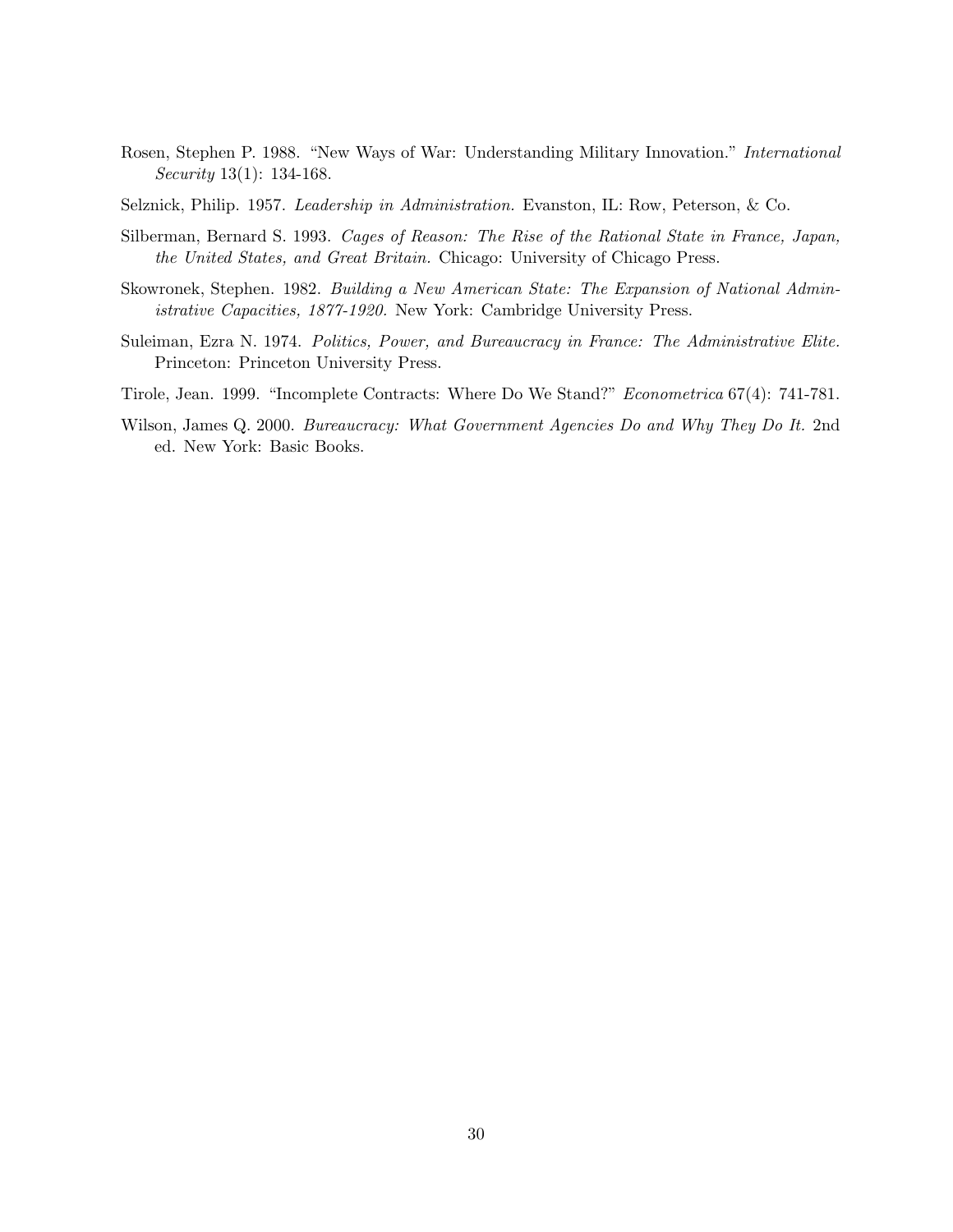Rosen, Stephen P. 1988. "New Ways of War: Understanding Military Innovation." *International Security* 13(1): 134-168.

Selznick, Philip. 1957. *Leadership in Administration.* Evanston, IL: Row, Peterson, & Co.

Silberman, Bernard S. 1993. *Cages of Reason: The Rise of the Rational State in France, Japan, the United States, and Great Britain.* Chicago: University of Chicago Press.

Skowronek, Stephen. 1982. *Building a New American State: The Expansion of National Administrative Capacities, 1877-1920.* New York: Cambridge University Press.

Suleiman, Ezra N. 1974. *Politics, Power, and Bureaucracy in France: The Administrative Elite.* Princeton: Princeton University Press.

Tirole, Jean. 1999. "Incomplete Contracts: Where Do We Stand?" *Econometrica* 67(4): 741-781.

Wilson, James Q. 2000. *Bureaucracy: What Government Agencies Do and Why They Do It.* 2nd ed. New York: Basic Books.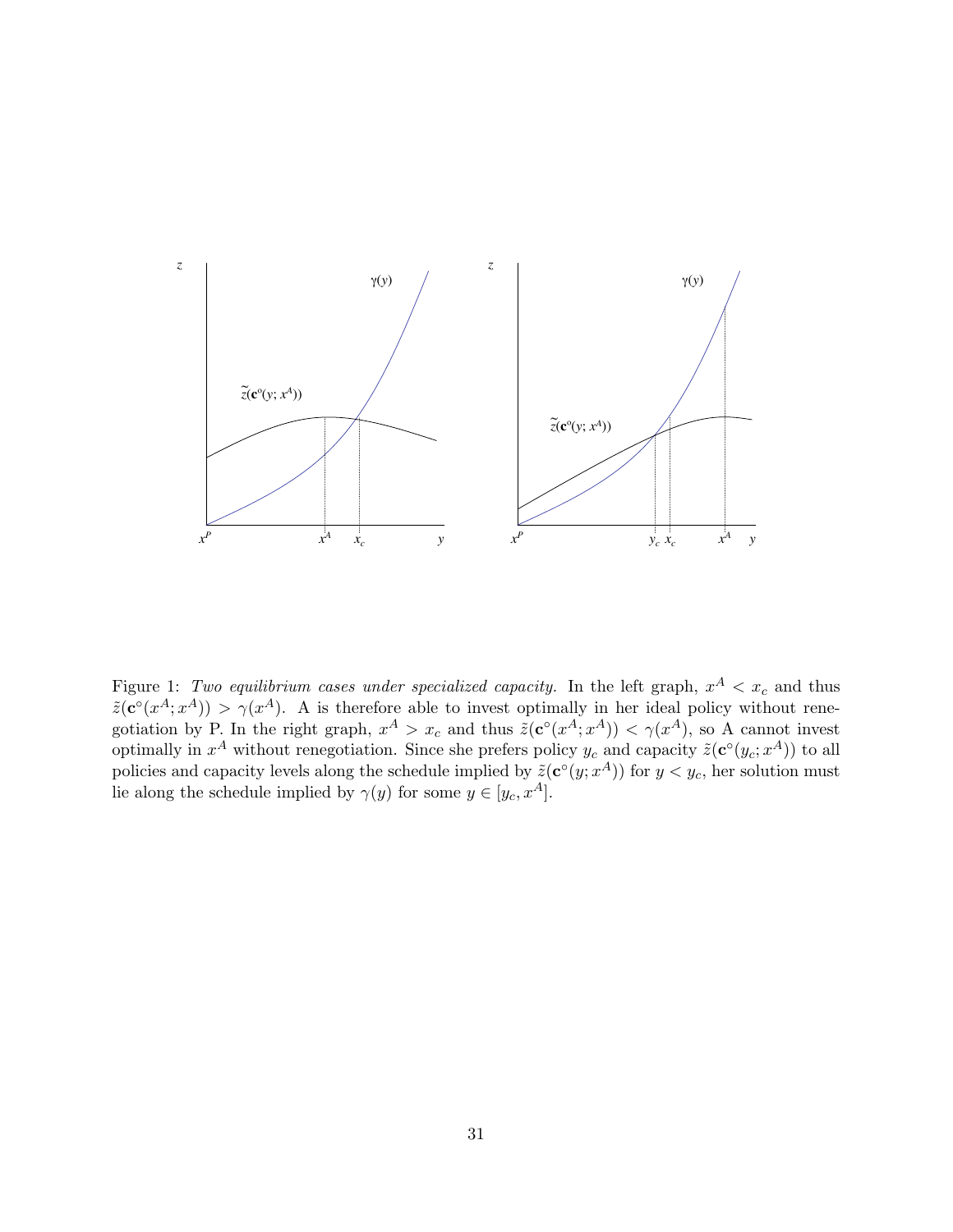Figure 1: *Two equilibrium cases under specialized capacity.* In the left graph, $x^A < x_c$ and thus $\tilde{z}(\mathbf{c}^\circ(x^A; x^A)) > \gamma(x^A)$. A is therefore able to invest optimally in her ideal policy without renegotiation by P. In the right graph, $x^A > x_c$ and thus $\tilde{z}(\mathbf{c}^\circ(x^A; x^A)) < \gamma(x^A)$, so A cannot invest optimally in $x^A$ without renegotiation. Since she prefers policy $y_c$ and capacity $\tilde{z}(\mathbf{c}^\circ(y_c; x^A))$ to all policies and capacity levels along the schedule implied by $\tilde{z}(\mathbf{c}^\circ(y; x^A))$ for $y < y_c$, her solution must lie along the schedule implied by $\gamma(y)$ for some $y \in [y_c, x^A]$.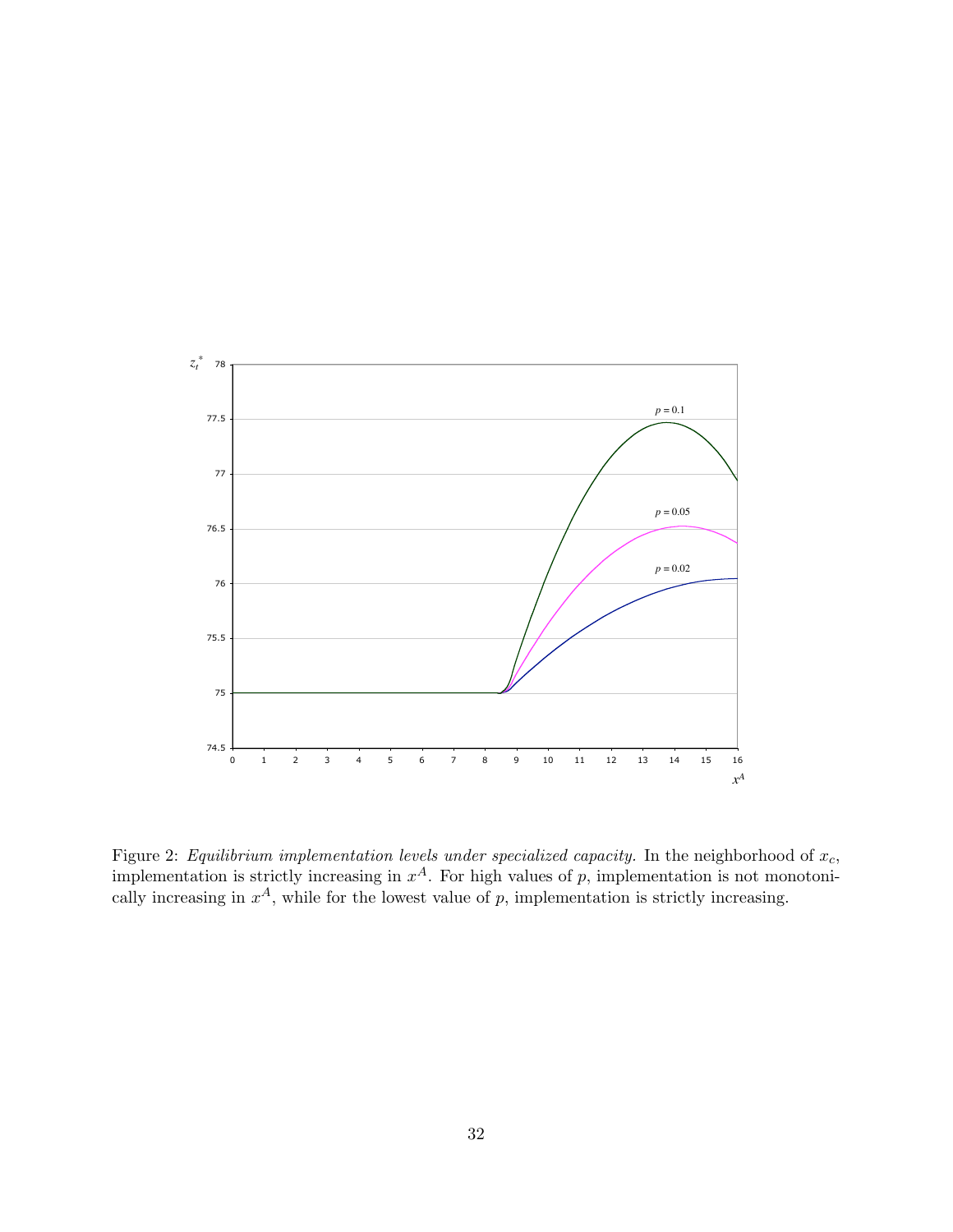$z_t^*$

78

77.5

77

76.5

76

75.5

75

74.5

0 1 2 3 4 5 6 7 8 9 10 11 12 13 14 15 16

$x^A$

$p = 0.1$

$p = 0.05$

$p = 0.02$

Figure 2: *Equilibrium implementation levels under specialized capacity.* In the neighborhood of $x_c$, implementation is strictly increasing in $x^A$. For high values of $p$, implementation is not monotonically increasing in $x^A$, while for the lowest value of $p$, implementation is strictly increasing.